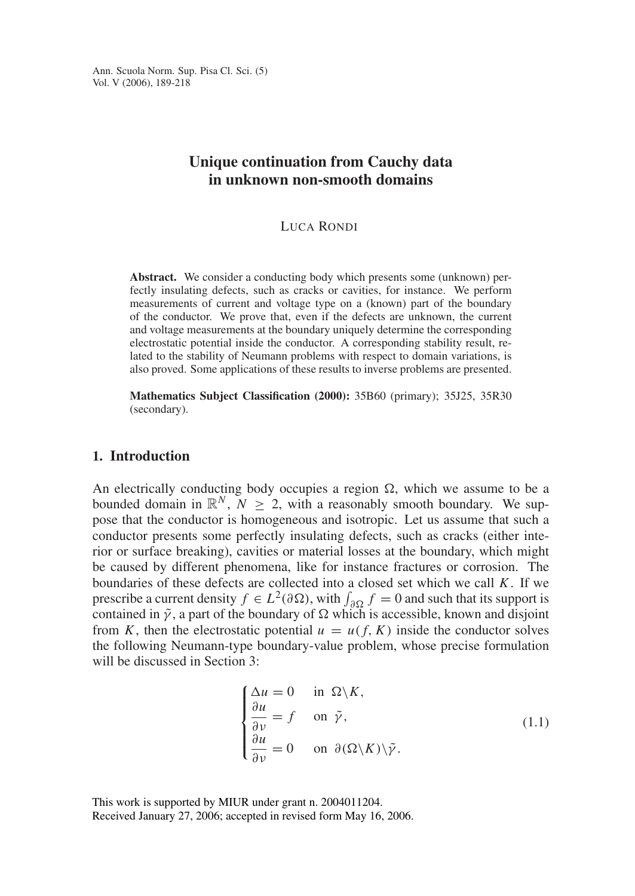# Unique continuation from Cauchy data in unknown non-smooth domains

LUCA RONDI

**Abstract.** We consider a conducting body which presents some (unknown) perfectly insulating defects, such as cracks or cavities, for instance. We perform measurements of current and voltage type on a (known) part of the boundary of the conductor. We prove that, even if the defects are unknown, the current and voltage measurements at the boundary uniquely determine the corresponding electrostatic potential inside the conductor. A corresponding stability result, related to the stability of Neumann problems with respect to domain variations, is also proved. Some applications of these results to inverse problems are presented.

**Mathematics Subject Classification (2000):** 35B60 (primary); 35J25, 35R30 (secondary).

## 1. Introduction

An electrically conducting body occupies a region $\Omega$, which we assume to be a bounded domain in $\mathbb{R}^N$, $N \geq 2$, with a reasonably smooth boundary. We suppose that the conductor is homogeneous and isotropic. Let us assume that such a conductor presents some perfectly insulating defects, such as cracks (either interior or surface breaking), cavities or material losses at the boundary, which might be caused by different phenomena, like for instance fractures or corrosion. The boundaries of these defects are collected into a closed set which we call $K$. If we prescribe a current density $f \in L^2(\partial\Omega)$, with $\int_{\partial\Omega} f = 0$ and such that its support is contained in $\tilde{\gamma}$, a part of the boundary of $\Omega$ which is accessible, known and disjoint from $K$, then the electrostatic potential $u = u(f, K)$ inside the conductor solves the following Neumann-type boundary-value problem, whose precise formulation will be discussed in Section 3:

$$\begin{cases} \Delta u = 0 & \text{in } \Omega \backslash K, \\ \dfrac{\partial u}{\partial \nu} = f & \text{on } \tilde{\gamma}, \\ \dfrac{\partial u}{\partial \nu} = 0 & \text{on } \partial(\Omega \backslash K) \backslash \tilde{\gamma}. \end{cases} \tag{1.1}$$

This work is supported by MIUR under grant n. 2004011204.
Received January 27, 2006; accepted in revised form May 16, 2006.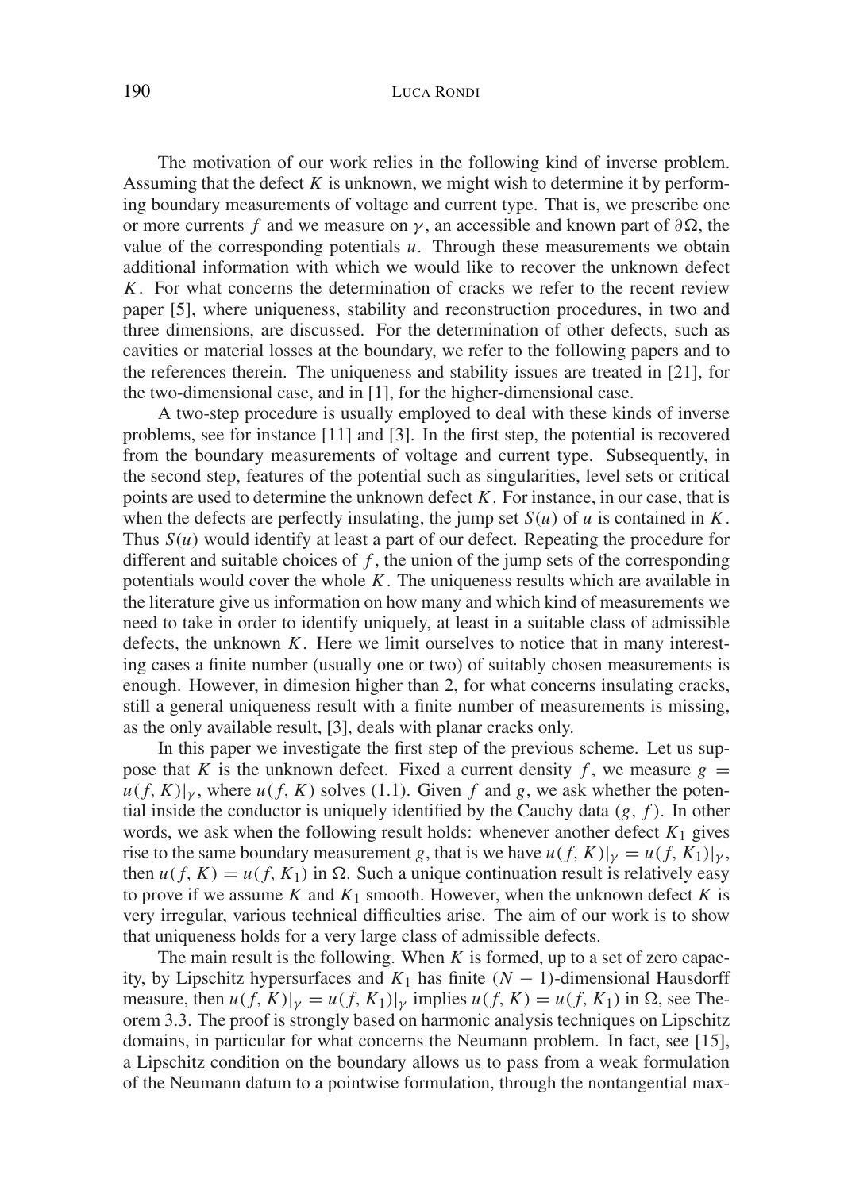The motivation of our work relies in the following kind of inverse problem. Assuming that the defect $K$ is unknown, we might wish to determine it by performing boundary measurements of voltage and current type. That is, we prescribe one or more currents $f$ and we measure on $\gamma$, an accessible and known part of $\partial\Omega$, the value of the corresponding potentials $u$. Through these measurements we obtain additional information with which we would like to recover the unknown defect $K$. For what concerns the determination of cracks we refer to the recent review paper [5], where uniqueness, stability and reconstruction procedures, in two and three dimensions, are discussed. For the determination of other defects, such as cavities or material losses at the boundary, we refer to the following papers and to the references therein. The uniqueness and stability issues are treated in [21], for the two-dimensional case, and in [1], for the higher-dimensional case.

A two-step procedure is usually employed to deal with these kinds of inverse problems, see for instance [11] and [3]. In the first step, the potential is recovered from the boundary measurements of voltage and current type. Subsequently, in the second step, features of the potential such as singularities, level sets or critical points are used to determine the unknown defect $K$. For instance, in our case, that is when the defects are perfectly insulating, the jump set $S(u)$ of $u$ is contained in $K$. Thus $S(u)$ would identify at least a part of our defect. Repeating the procedure for different and suitable choices of $f$, the union of the jump sets of the corresponding potentials would cover the whole $K$. The uniqueness results which are available in the literature give us information on how many and which kind of measurements we need to take in order to identify uniquely, at least in a suitable class of admissible defects, the unknown $K$. Here we limit ourselves to notice that in many interesting cases a finite number (usually one or two) of suitably chosen measurements is enough. However, in dimesion higher than 2, for what concerns insulating cracks, still a general uniqueness result with a finite number of measurements is missing, as the only available result, [3], deals with planar cracks only.

In this paper we investigate the first step of the previous scheme. Let us suppose that $K$ is the unknown defect. Fixed a current density $f$, we measure $g = u(f, K)|_\gamma$, where $u(f, K)$ solves (1.1). Given $f$ and $g$, we ask whether the potential inside the conductor is uniquely identified by the Cauchy data $(g, f)$. In other words, we ask when the following result holds: whenever another defect $K_1$ gives rise to the same boundary measurement $g$, that is we have $u(f, K)|_\gamma = u(f, K_1)|_\gamma$, then $u(f, K) = u(f, K_1)$ in $\Omega$. Such a unique continuation result is relatively easy to prove if we assume $K$ and $K_1$ smooth. However, when the unknown defect $K$ is very irregular, various technical difficulties arise. The aim of our work is to show that uniqueness holds for a very large class of admissible defects.

The main result is the following. When $K$ is formed, up to a set of zero capacity, by Lipschitz hypersurfaces and $K_1$ has finite $(N-1)$-dimensional Hausdorff measure, then $u(f, K)|_\gamma = u(f, K_1)|_\gamma$ implies $u(f, K) = u(f, K_1)$ in $\Omega$, see Theorem 3.3. The proof is strongly based on harmonic analysis techniques on Lipschitz domains, in particular for what concerns the Neumann problem. In fact, see [15], a Lipschitz condition on the boundary allows us to pass from a weak formulation of the Neumann datum to a pointwise formulation, through the nontangential max-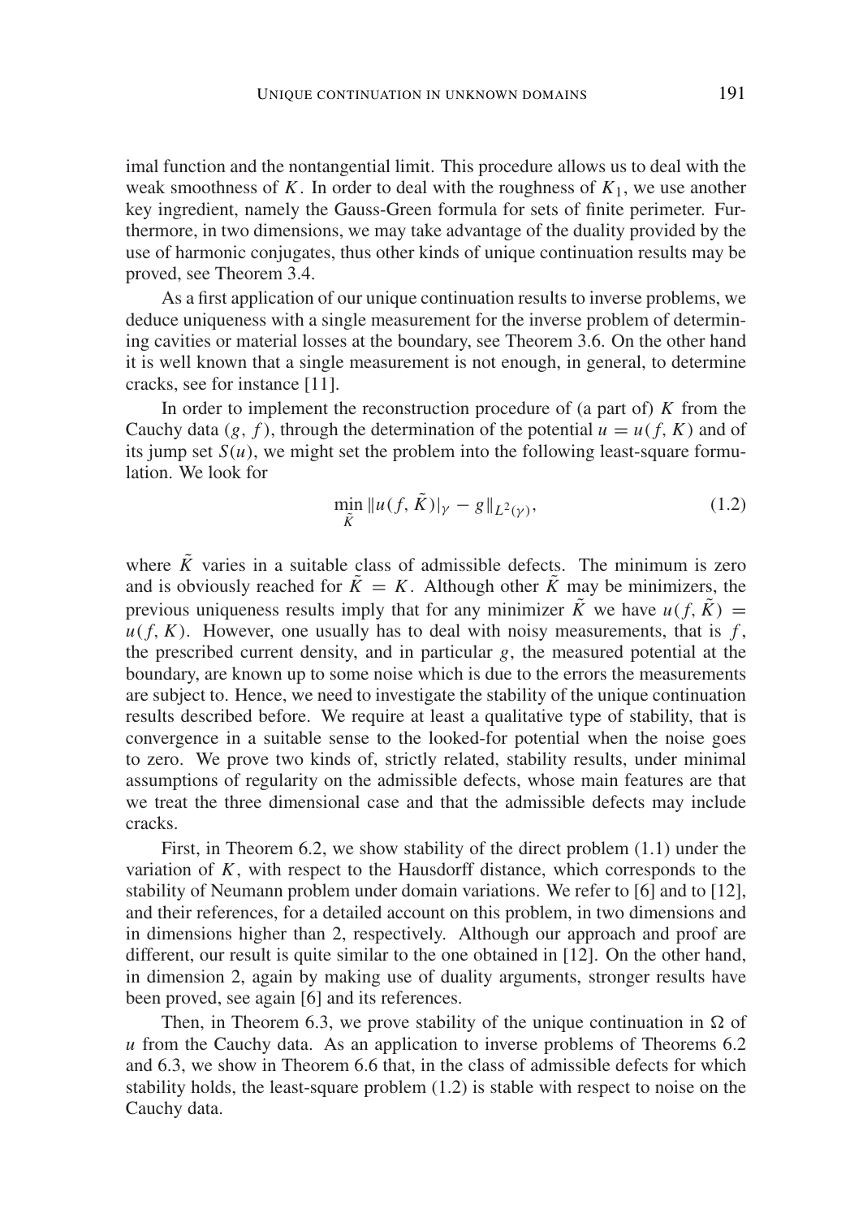imal function and the nontangential limit. This procedure allows us to deal with the weak smoothness of $K$. In order to deal with the roughness of $K_1$, we use another key ingredient, namely the Gauss-Green formula for sets of finite perimeter. Furthermore, in two dimensions, we may take advantage of the duality provided by the use of harmonic conjugates, thus other kinds of unique continuation results may be proved, see Theorem 3.4.

As a first application of our unique continuation results to inverse problems, we deduce uniqueness with a single measurement for the inverse problem of determining cavities or material losses at the boundary, see Theorem 3.6. On the other hand it is well known that a single measurement is not enough, in general, to determine cracks, see for instance [11].

In order to implement the reconstruction procedure of (a part of) $K$ from the Cauchy data $(g, f)$, through the determination of the potential $u = u(f, K)$ and of its jump set $S(u)$, we might set the problem into the following least-square formulation. We look for

$$\min_{\tilde{K}} \|u(f, \tilde{K})|_\gamma - g\|_{L^2(\gamma)}, \tag{1.2}$$

where $\tilde{K}$ varies in a suitable class of admissible defects. The minimum is zero and is obviously reached for $\tilde{K} = K$. Although other $\tilde{K}$ may be minimizers, the previous uniqueness results imply that for any minimizer $\tilde{K}$ we have $u(f, \tilde{K}) = u(f, K)$. However, one usually has to deal with noisy measurements, that is $f$, the prescribed current density, and in particular $g$, the measured potential at the boundary, are known up to some noise which is due to the errors the measurements are subject to. Hence, we need to investigate the stability of the unique continuation results described before. We require at least a qualitative type of stability, that is convergence in a suitable sense to the looked-for potential when the noise goes to zero. We prove two kinds of, strictly related, stability results, under minimal assumptions of regularity on the admissible defects, whose main features are that we treat the three dimensional case and that the admissible defects may include cracks.

First, in Theorem 6.2, we show stability of the direct problem (1.1) under the variation of $K$, with respect to the Hausdorff distance, which corresponds to the stability of Neumann problem under domain variations. We refer to [6] and to [12], and their references, for a detailed account on this problem, in two dimensions and in dimensions higher than 2, respectively. Although our approach and proof are different, our result is quite similar to the one obtained in [12]. On the other hand, in dimension 2, again by making use of duality arguments, stronger results have been proved, see again [6] and its references.

Then, in Theorem 6.3, we prove stability of the unique continuation in $\Omega$ of $u$ from the Cauchy data. As an application to inverse problems of Theorems 6.2 and 6.3, we show in Theorem 6.6 that, in the class of admissible defects for which stability holds, the least-square problem (1.2) is stable with respect to noise on the Cauchy data.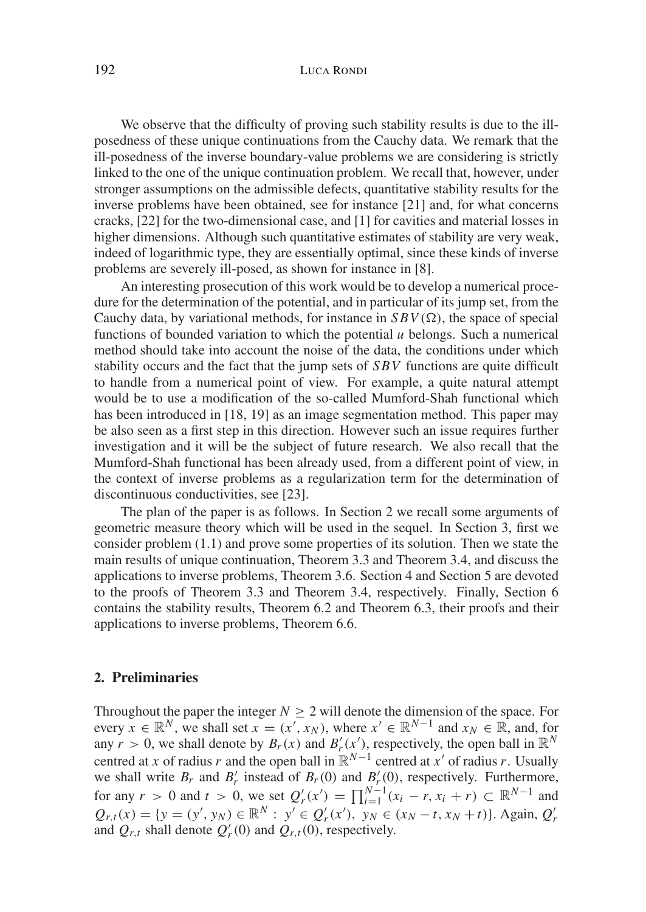We observe that the difficulty of proving such stability results is due to the ill-posedness of these unique continuations from the Cauchy data. We remark that the ill-posedness of the inverse boundary-value problems we are considering is strictly linked to the one of the unique continuation problem. We recall that, however, under stronger assumptions on the admissible defects, quantitative stability results for the inverse problems have been obtained, see for instance [21] and, for what concerns cracks, [22] for the two-dimensional case, and [1] for cavities and material losses in higher dimensions. Although such quantitative estimates of stability are very weak, indeed of logarithmic type, they are essentially optimal, since these kinds of inverse problems are severely ill-posed, as shown for instance in [8].

An interesting prosecution of this work would be to develop a numerical procedure for the determination of the potential, and in particular of its jump set, from the Cauchy data, by variational methods, for instance in $SBV(\Omega)$, the space of special functions of bounded variation to which the potential $u$ belongs. Such a numerical method should take into account the noise of the data, the conditions under which stability occurs and the fact that the jump sets of $SBV$ functions are quite difficult to handle from a numerical point of view. For example, a quite natural attempt would be to use a modification of the so-called Mumford-Shah functional which has been introduced in [18, 19] as an image segmentation method. This paper may be also seen as a first step in this direction. However such an issue requires further investigation and it will be the subject of future research. We also recall that the Mumford-Shah functional has been already used, from a different point of view, in the context of inverse problems as a regularization term for the determination of discontinuous conductivities, see [23].

The plan of the paper is as follows. In Section 2 we recall some arguments of geometric measure theory which will be used in the sequel. In Section 3, first we consider problem (1.1) and prove some properties of its solution. Then we state the main results of unique continuation, Theorem 3.3 and Theorem 3.4, and discuss the applications to inverse problems, Theorem 3.6. Section 4 and Section 5 are devoted to the proofs of Theorem 3.3 and Theorem 3.4, respectively. Finally, Section 6 contains the stability results, Theorem 6.2 and Theorem 6.3, their proofs and their applications to inverse problems, Theorem 6.6.

## 2. Preliminaries

Throughout the paper the integer $N \geq 2$ will denote the dimension of the space. For every $x \in \mathbb{R}^N$, we shall set $x = (x', x_N)$, where $x' \in \mathbb{R}^{N-1}$ and $x_N \in \mathbb{R}$, and, for any $r > 0$, we shall denote by $B_r(x)$ and $B'_r(x')$, respectively, the open ball in $\mathbb{R}^N$ centred at $x$ of radius $r$ and the open ball in $\mathbb{R}^{N-1}$ centred at $x'$ of radius $r$. Usually we shall write $B_r$ and $B'_r$ instead of $B_r(0)$ and $B'_r(0)$, respectively. Furthermore, for any $r > 0$ and $t > 0$, we set $Q'_r(x') = \prod_{i=1}^{N-1}(x_i - r, x_i + r) \subset \mathbb{R}^{N-1}$ and $Q_{r,t}(x) = \{y = (y', y_N) \in \mathbb{R}^N : \ y' \in Q'_r(x'),\ y_N \in (x_N - t, x_N + t)\}$. Again, $Q'_r$ and $Q_{r,t}$ shall denote $Q'_r(0)$ and $Q_{r,t}(0)$, respectively.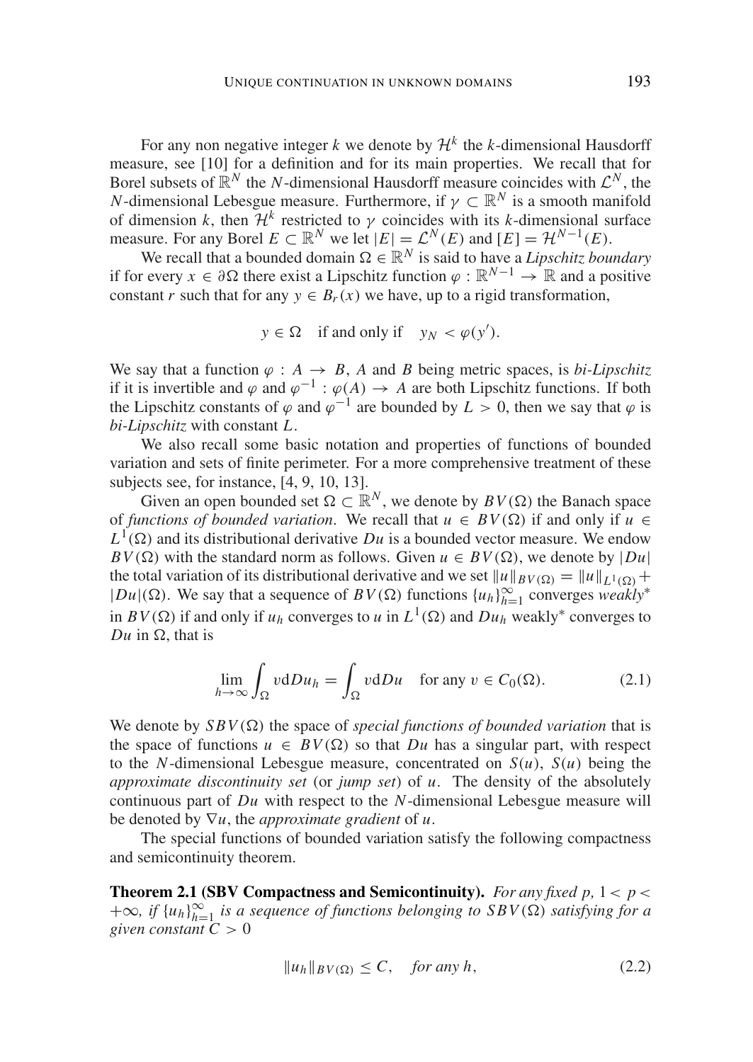For any non negative integer $k$ we denote by $\mathcal{H}^k$ the $k$-dimensional Hausdorff measure, see [10] for a definition and for its main properties. We recall that for Borel subsets of $\mathbb{R}^N$ the $N$-dimensional Hausdorff measure coincides with $\mathcal{L}^N$, the $N$-dimensional Lebesgue measure. Furthermore, if $\gamma \subset \mathbb{R}^N$ is a smooth manifold of dimension $k$, then $\mathcal{H}^k$ restricted to $\gamma$ coincides with its $k$-dimensional surface measure. For any Borel $E \subset \mathbb{R}^N$ we let $|E| = \mathcal{L}^N(E)$ and $[E] = \mathcal{H}^{N-1}(E)$.

We recall that a bounded domain $\Omega \in \mathbb{R}^N$ is said to have a *Lipschitz boundary* if for every $x \in \partial\Omega$ there exist a Lipschitz function $\varphi : \mathbb{R}^{N-1} \to \mathbb{R}$ and a positive constant $r$ such that for any $y \in B_r(x)$ we have, up to a rigid transformation,

$$y \in \Omega \quad \text{if and only if} \quad y_N < \varphi(y').$$

We say that a function $\varphi : A \to B$, $A$ and $B$ being metric spaces, is *bi-Lipschitz* if it is invertible and $\varphi$ and $\varphi^{-1} : \varphi(A) \to A$ are both Lipschitz functions. If both the Lipschitz constants of $\varphi$ and $\varphi^{-1}$ are bounded by $L > 0$, then we say that $\varphi$ is *bi-Lipschitz* with constant $L$.

We also recall some basic notation and properties of functions of bounded variation and sets of finite perimeter. For a more comprehensive treatment of these subjects see, for instance, [4, 9, 10, 13].

Given an open bounded set $\Omega \subset \mathbb{R}^N$, we denote by $BV(\Omega)$ the Banach space of *functions of bounded variation*. We recall that $u \in BV(\Omega)$ if and only if $u \in L^1(\Omega)$ and its distributional derivative $Du$ is a bounded vector measure. We endow $BV(\Omega)$ with the standard norm as follows. Given $u \in BV(\Omega)$, we denote by $|Du|$ the total variation of its distributional derivative and we set $\|u\|_{BV(\Omega)} = \|u\|_{L^1(\Omega)} + |Du|(\Omega)$. We say that a sequence of $BV(\Omega)$ functions $\{u_h\}_{h=1}^{\infty}$ converges *weakly*$^*$ in $BV(\Omega)$ if and only if $u_h$ converges to $u$ in $L^1(\Omega)$ and $Du_h$ weakly$^*$ converges to $Du$ in $\Omega$, that is

$$\lim_{h\to\infty} \int_\Omega v \mathrm{d}Du_h = \int_\Omega v \mathrm{d}Du \quad \text{for any } v \in C_0(\Omega). \tag{2.1}$$

We denote by $SBV(\Omega)$ the space of *special functions of bounded variation* that is the space of functions $u \in BV(\Omega)$ so that $Du$ has a singular part, with respect to the $N$-dimensional Lebesgue measure, concentrated on $S(u)$, $S(u)$ being the *approximate discontinuity set* (or *jump set*) of $u$. The density of the absolutely continuous part of $Du$ with respect to the $N$-dimensional Lebesgue measure will be denoted by $\nabla u$, the *approximate gradient* of $u$.

The special functions of bounded variation satisfy the following compactness and semicontinuity theorem.

**Theorem 2.1 (SBV Compactness and Semicontinuity).** *For any fixed $p$, $1 < p < +\infty$, if $\{u_h\}_{h=1}^{\infty}$ is a sequence of functions belonging to $SBV(\Omega)$ satisfying for a given constant $C > 0$*

$$\|u_h\|_{BV(\Omega)} \leq C, \quad \textit{for any } h, \tag{2.2}$$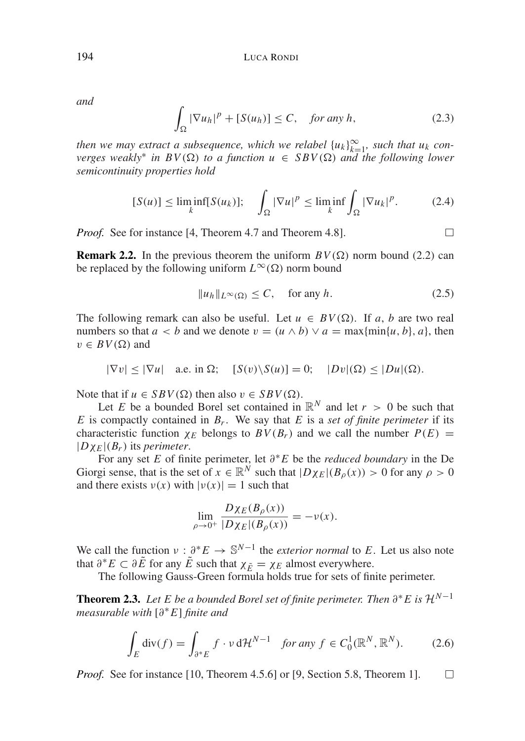*and*

$$\int_\Omega |\nabla u_h|^p + [S(u_h)] \leq C, \quad \textit{for any } h, \tag{2.3}$$

*then we may extract a subsequence, which we relabel $\{u_k\}_{k=1}^\infty$, such that $u_k$ converges weakly\* in $BV(\Omega)$ to a function $u \in SBV(\Omega)$ and the following lower semicontinuity properties hold*

$$[S(u)] \leq \liminf_k [S(u_k)]; \quad \int_\Omega |\nabla u|^p \leq \liminf_k \int_\Omega |\nabla u_k|^p. \tag{2.4}$$

*Proof.* See for instance [4, Theorem 4.7 and Theorem 4.8]. □

**Remark 2.2.** In the previous theorem the uniform $BV(\Omega)$ norm bound (2.2) can be replaced by the following uniform $L^\infty(\Omega)$ norm bound

$$\|u_h\|_{L^\infty(\Omega)} \leq C, \quad \text{for any } h. \tag{2.5}$$

The following remark can also be useful. Let $u \in BV(\Omega)$. If $a$, $b$ are two real numbers so that $a < b$ and we denote $v = (u \wedge b) \vee a = \max\{\min\{u, b\}, a\}$, then $v \in BV(\Omega)$ and

$$|\nabla v| \leq |\nabla u| \quad \text{a.e. in } \Omega; \quad [S(v)\backslash S(u)] = 0; \quad |Dv|(\Omega) \leq |Du|(\Omega).$$

Note that if $u \in SBV(\Omega)$ then also $v \in SBV(\Omega)$.

Let $E$ be a bounded Borel set contained in $\mathbb{R}^N$ and let $r > 0$ be such that $E$ is compactly contained in $B_r$. We say that $E$ is a *set of finite perimeter* if its characteristic function $\chi_E$ belongs to $BV(B_r)$ and we call the number $P(E) = |D\chi_E|(B_r)$ its *perimeter*.

For any set $E$ of finite perimeter, let $\partial^* E$ be the *reduced boundary* in the De Giorgi sense, that is the set of $x \in \mathbb{R}^N$ such that $|D\chi_E|(B_\rho(x)) > 0$ for any $\rho > 0$ and there exists $\nu(x)$ with $|\nu(x)| = 1$ such that

$$\lim_{\rho \to 0^+} \frac{D\chi_E(B_\rho(x))}{|D\chi_E|(B_\rho(x))} = -\nu(x).$$

We call the function $\nu : \partial^* E \to \mathbb{S}^{N-1}$ the *exterior normal* to $E$. Let us also note that $\partial^* E \subset \partial \tilde{E}$ for any $\tilde{E}$ such that $\chi_{\tilde{E}} = \chi_E$ almost everywhere.

The following Gauss-Green formula holds true for sets of finite perimeter.

**Theorem 2.3.** *Let $E$ be a bounded Borel set of finite perimeter. Then $\partial^* E$ is $\mathcal{H}^{N-1}$ measurable with $[\partial^* E]$ finite and*

$$\int_E \operatorname{div}(f) = \int_{\partial^* E} f \cdot \nu \, d\mathcal{H}^{N-1} \quad \textit{for any } f \in C_0^1(\mathbb{R}^N, \mathbb{R}^N). \tag{2.6}$$

*Proof.* See for instance [10, Theorem 4.5.6] or [9, Section 5.8, Theorem 1]. □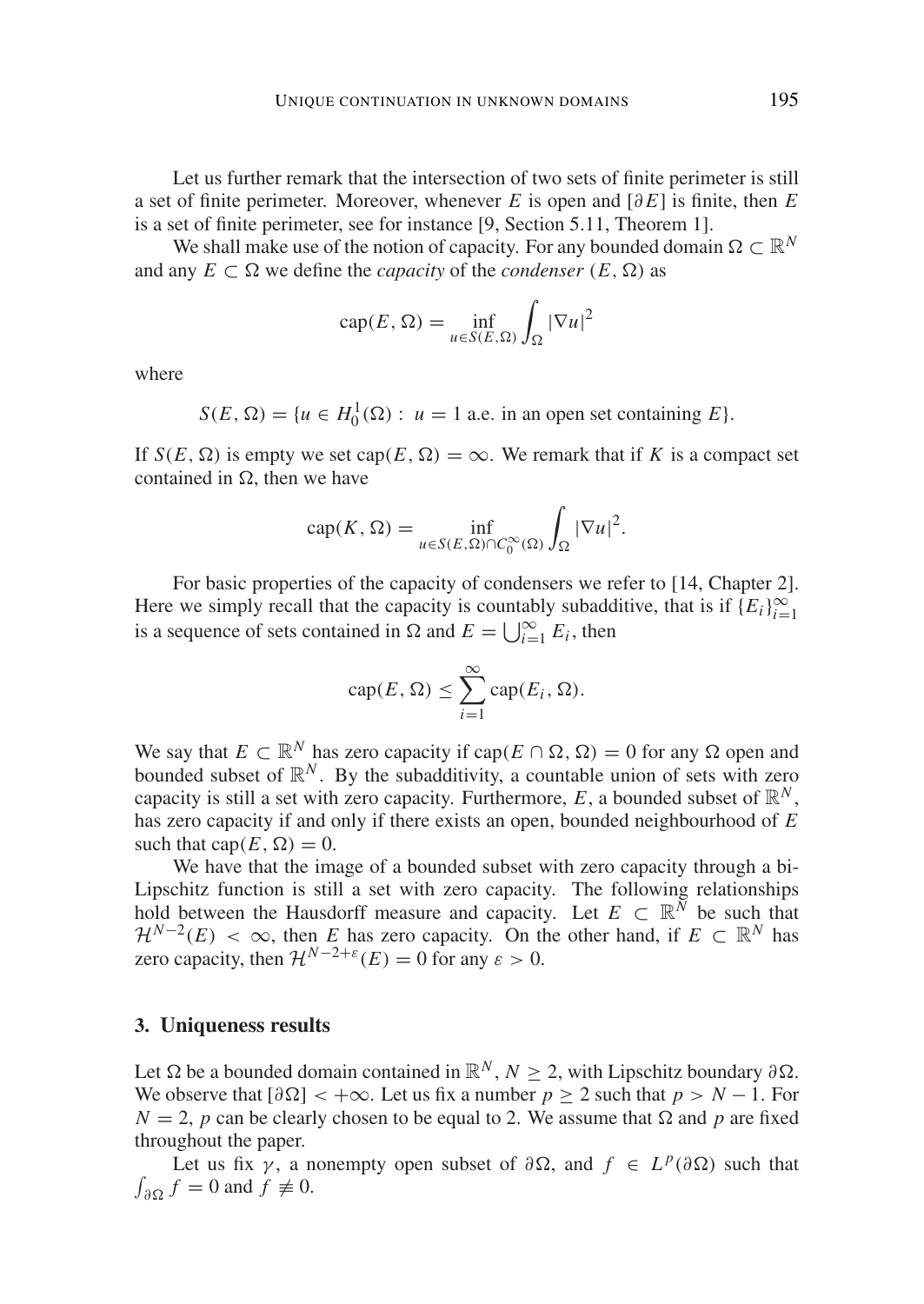Let us further remark that the intersection of two sets of finite perimeter is still a set of finite perimeter. Moreover, whenever $E$ is open and $[\partial E]$ is finite, then $E$ is a set of finite perimeter, see for instance [9, Section 5.11, Theorem 1].

We shall make use of the notion of capacity. For any bounded domain $\Omega \subset \mathbb{R}^N$ and any $E \subset \Omega$ we define the *capacity* of the *condenser* $(E, \Omega)$ as

$$\mathrm{cap}(E, \Omega) = \inf_{u \in S(E,\Omega)} \int_{\Omega} |\nabla u|^2$$

where

$$S(E, \Omega) = \{u \in H_0^1(\Omega) : \ u = 1 \text{ a.e. in an open set containing } E\}.$$

If $S(E, \Omega)$ is empty we set $\mathrm{cap}(E, \Omega) = \infty$. We remark that if $K$ is a compact set contained in $\Omega$, then we have

$$\mathrm{cap}(K, \Omega) = \inf_{u \in S(E,\Omega) \cap C_0^{\infty}(\Omega)} \int_{\Omega} |\nabla u|^2.$$

For basic properties of the capacity of condensers we refer to [14, Chapter 2]. Here we simply recall that the capacity is countably subadditive, that is if $\{E_i\}_{i=1}^{\infty}$ is a sequence of sets contained in $\Omega$ and $E = \bigcup_{i=1}^{\infty} E_i$, then

$$\mathrm{cap}(E, \Omega) \leq \sum_{i=1}^{\infty} \mathrm{cap}(E_i, \Omega).$$

We say that $E \subset \mathbb{R}^N$ has zero capacity if $\mathrm{cap}(E \cap \Omega, \Omega) = 0$ for any $\Omega$ open and bounded subset of $\mathbb{R}^N$. By the subadditivity, a countable union of sets with zero capacity is still a set with zero capacity. Furthermore, $E$, a bounded subset of $\mathbb{R}^N$, has zero capacity if and only if there exists an open, bounded neighbourhood of $E$ such that $\mathrm{cap}(E, \Omega) = 0$.

We have that the image of a bounded subset with zero capacity through a bi-Lipschitz function is still a set with zero capacity. The following relationships hold between the Hausdorff measure and capacity. Let $E \subset \mathbb{R}^N$ be such that $\mathcal{H}^{N-2}(E) < \infty$, then $E$ has zero capacity. On the other hand, if $E \subset \mathbb{R}^N$ has zero capacity, then $\mathcal{H}^{N-2+\varepsilon}(E) = 0$ for any $\varepsilon > 0$.

## 3. Uniqueness results

Let $\Omega$ be a bounded domain contained in $\mathbb{R}^N$, $N \geq 2$, with Lipschitz boundary $\partial\Omega$. We observe that $[\partial\Omega] < +\infty$. Let us fix a number $p \geq 2$ such that $p > N - 1$. For $N = 2$, $p$ can be clearly chosen to be equal to 2. We assume that $\Omega$ and $p$ are fixed throughout the paper.

Let us fix $\gamma$, a nonempty open subset of $\partial\Omega$, and $f \in L^p(\partial\Omega)$ such that $\int_{\partial\Omega} f = 0$ and $f \not\equiv 0$.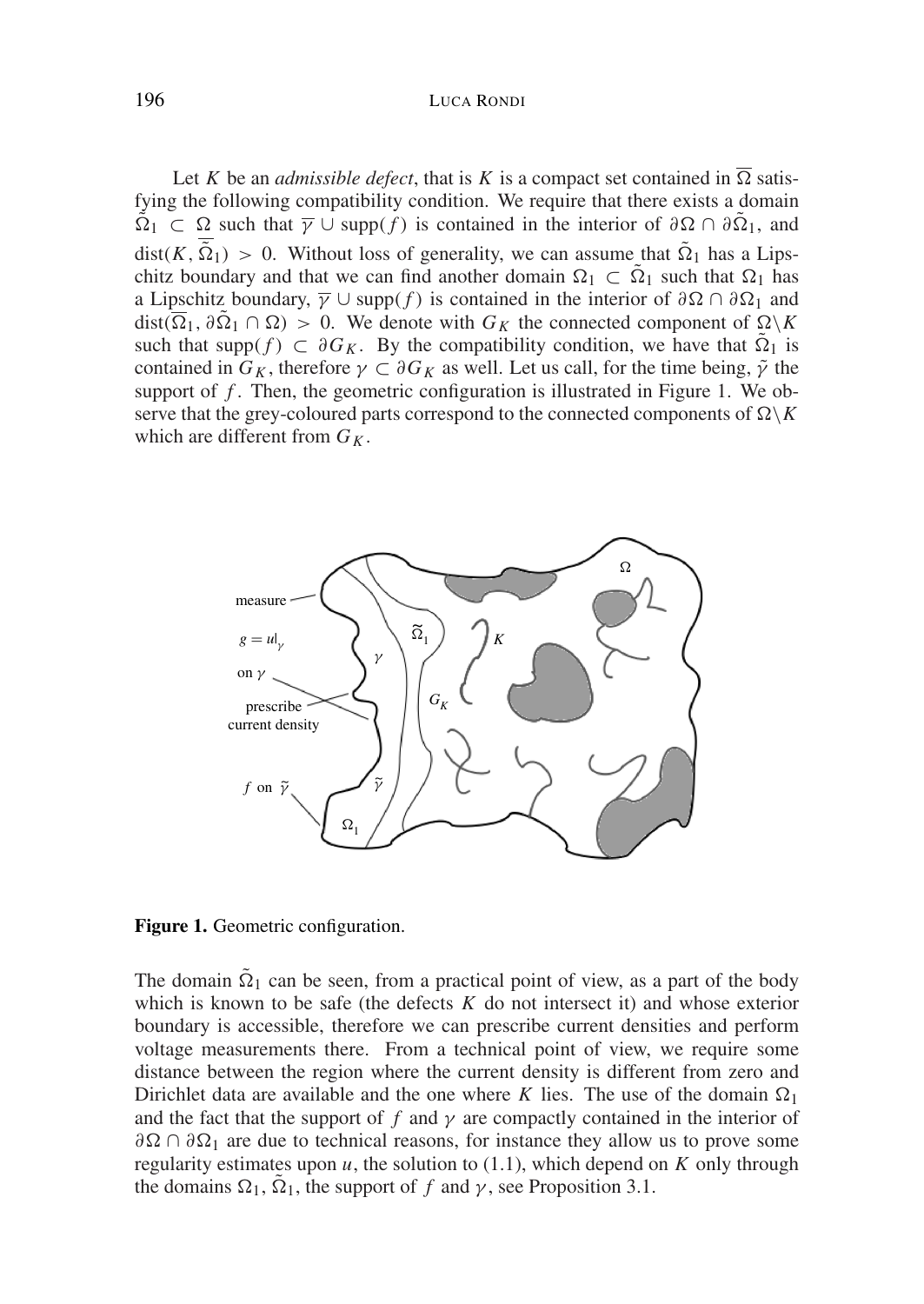Let $K$ be an *admissible defect*, that is $K$ is a compact set contained in $\overline{\Omega}$ satisfying the following compatibility condition. We require that there exists a domain $\tilde{\Omega}_1 \subset \Omega$ such that $\overline{\gamma} \cup \mathrm{supp}(f)$ is contained in the interior of $\partial\Omega \cap \partial\tilde{\Omega}_1$, and $\mathrm{dist}(K, \overline{\tilde{\Omega}}_1) > 0$. Without loss of generality, we can assume that $\tilde{\Omega}_1$ has a Lipschitz boundary and that we can find another domain $\Omega_1 \subset \tilde{\Omega}_1$ such that $\Omega_1$ has a Lipschitz boundary, $\overline{\gamma} \cup \mathrm{supp}(f)$ is contained in the interior of $\partial\Omega \cap \partial\Omega_1$ and $\mathrm{dist}(\overline{\Omega}_1, \partial\tilde{\Omega}_1 \cap \Omega) > 0$. We denote with $G_K$ the connected component of $\Omega\backslash K$ such that $\mathrm{supp}(f) \subset \partial G_K$. By the compatibility condition, we have that $\tilde{\Omega}_1$ is contained in $G_K$, therefore $\gamma \subset \partial G_K$ as well. Let us call, for the time being, $\tilde{\gamma}$ the support of $f$. Then, the geometric configuration is illustrated in Figure 1. We observe that the grey-coloured parts correspond to the connected components of $\Omega\backslash K$ which are different from $G_K$.

**Figure 1.** Geometric configuration.

The domain $\tilde{\Omega}_1$ can be seen, from a practical point of view, as a part of the body which is known to be safe (the defects $K$ do not intersect it) and whose exterior boundary is accessible, therefore we can prescribe current densities and perform voltage measurements there. From a technical point of view, we require some distance between the region where the current density is different from zero and Dirichlet data are available and the one where $K$ lies. The use of the domain $\Omega_1$ and the fact that the support of $f$ and $\gamma$ are compactly contained in the interior of $\partial\Omega \cap \partial\Omega_1$ are due to technical reasons, for instance they allow us to prove some regularity estimates upon $u$, the solution to (1.1), which depend on $K$ only through the domains $\Omega_1$, $\tilde{\Omega}_1$, the support of $f$ and $\gamma$, see Proposition 3.1.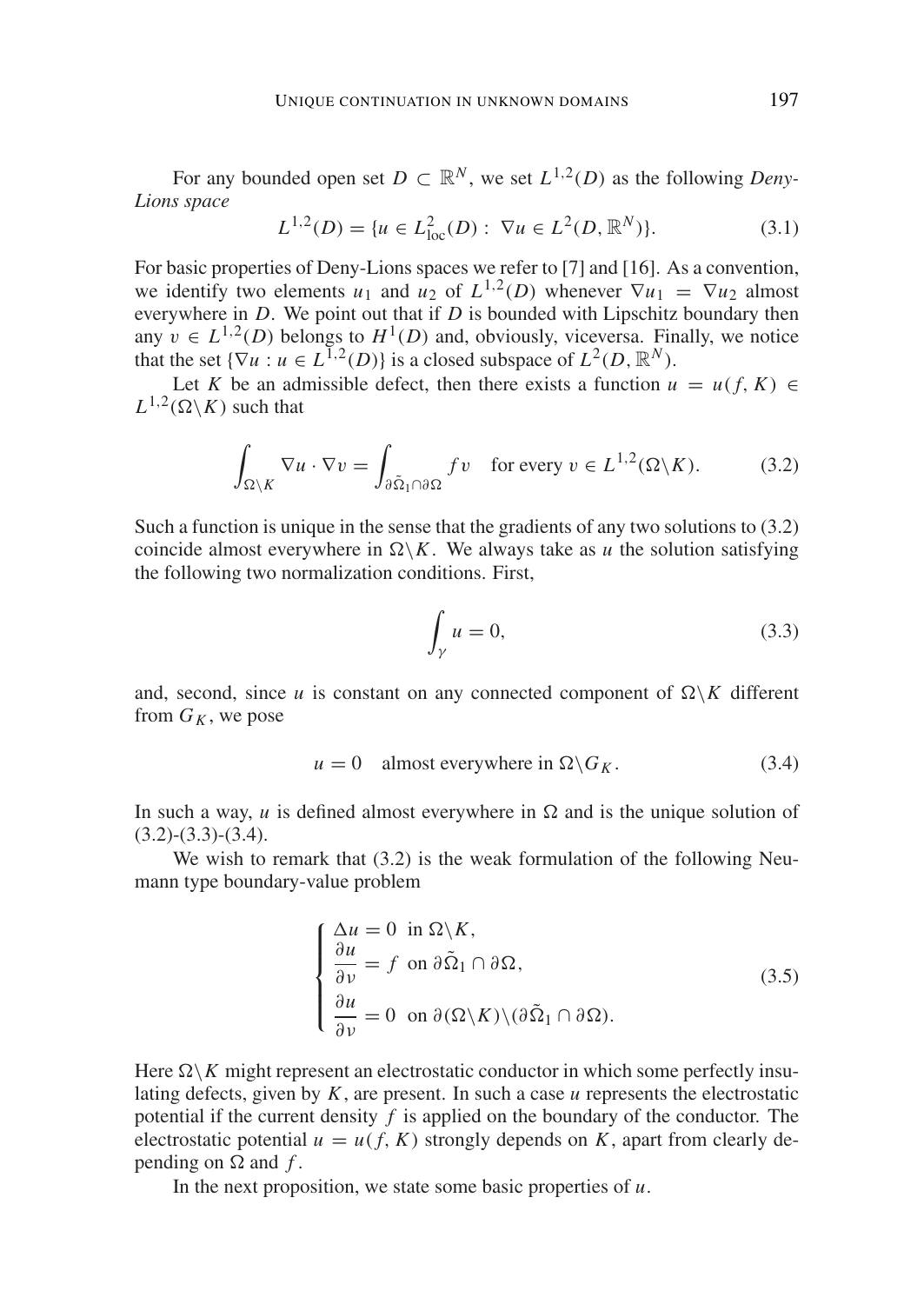For any bounded open set $D \subset \mathbb{R}^N$, we set $L^{1,2}(D)$ as the following *Deny-Lions space*

$$L^{1,2}(D) = \{u \in L^2_{\mathrm{loc}}(D) : \nabla u \in L^2(D, \mathbb{R}^N)\}. \tag{3.1}$$

For basic properties of Deny-Lions spaces we refer to [7] and [16]. As a convention, we identify two elements $u_1$ and $u_2$ of $L^{1,2}(D)$ whenever $\nabla u_1 = \nabla u_2$ almost everywhere in $D$. We point out that if $D$ is bounded with Lipschitz boundary then any $v \in L^{1,2}(D)$ belongs to $H^1(D)$ and, obviously, viceversa. Finally, we notice that the set $\{\nabla u : u \in L^{1,2}(D)\}$ is a closed subspace of $L^2(D, \mathbb{R}^N)$.

Let $K$ be an admissible defect, then there exists a function $u = u(f, K) \in L^{1,2}(\Omega \backslash K)$ such that

$$\int_{\Omega \backslash K} \nabla u \cdot \nabla v = \int_{\partial \tilde{\Omega}_1 \cap \partial \Omega} f v \quad \text{for every } v \in L^{1,2}(\Omega \backslash K). \tag{3.2}$$

Such a function is unique in the sense that the gradients of any two solutions to (3.2) coincide almost everywhere in $\Omega \backslash K$. We always take as $u$ the solution satisfying the following two normalization conditions. First,

$$\int_{\gamma} u = 0, \tag{3.3}$$

and, second, since $u$ is constant on any connected component of $\Omega \backslash K$ different from $G_K$, we pose

$$u = 0 \quad \text{almost everywhere in } \Omega \backslash G_K. \tag{3.4}$$

In such a way, $u$ is defined almost everywhere in $\Omega$ and is the unique solution of (3.2)-(3.3)-(3.4).

We wish to remark that (3.2) is the weak formulation of the following Neumann type boundary-value problem

$$\begin{cases} \Delta u = 0 \ \text{ in } \Omega \backslash K, \\ \dfrac{\partial u}{\partial \nu} = f \ \text{ on } \partial \tilde{\Omega}_1 \cap \partial \Omega, \\ \dfrac{\partial u}{\partial \nu} = 0 \ \text{ on } \partial(\Omega \backslash K) \backslash (\partial \tilde{\Omega}_1 \cap \partial \Omega). \end{cases} \tag{3.5}$$

Here $\Omega \backslash K$ might represent an electrostatic conductor in which some perfectly insulating defects, given by $K$, are present. In such a case $u$ represents the electrostatic potential if the current density $f$ is applied on the boundary of the conductor. The electrostatic potential $u = u(f, K)$ strongly depends on $K$, apart from clearly depending on $\Omega$ and $f$.

In the next proposition, we state some basic properties of $u$.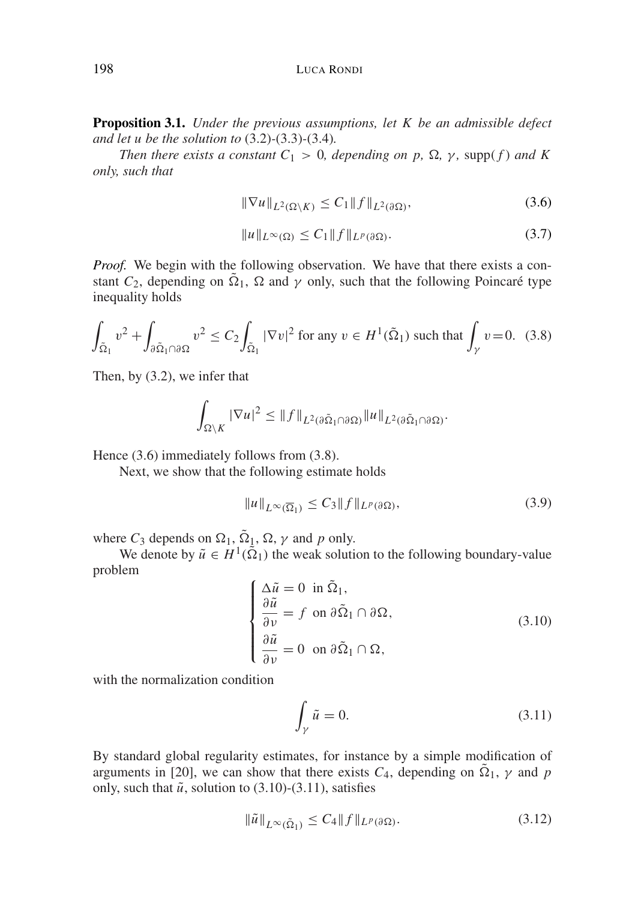**Proposition 3.1.** *Under the previous assumptions, let $K$ be an admissible defect and let $u$ be the solution to* (3.2)-(3.3)-(3.4)*.*

*Then there exists a constant $C_1 > 0$, depending on $p$, $\Omega$, $\gamma$, $\operatorname{supp}(f)$ and $K$ only, such that*

$$\|\nabla u\|_{L^2(\Omega\setminus K)} \leq C_1 \|f\|_{L^2(\partial\Omega)}, \tag{3.6}$$

$$\|u\|_{L^\infty(\Omega)} \leq C_1 \|f\|_{L^p(\partial\Omega)}. \tag{3.7}$$

*Proof.* We begin with the following observation. We have that there exists a constant $C_2$, depending on $\tilde{\Omega}_1$, $\Omega$ and $\gamma$ only, such that the following Poincaré type inequality holds

$$\int_{\tilde{\Omega}_1} v^2 + \int_{\partial\tilde{\Omega}_1\cap\partial\Omega} v^2 \leq C_2 \int_{\tilde{\Omega}_1} |\nabla v|^2 \text{ for any } v \in H^1(\tilde{\Omega}_1) \text{ such that } \int_\gamma v = 0. \tag{3.8}$$

Then, by (3.2), we infer that

$$\int_{\Omega\setminus K} |\nabla u|^2 \leq \|f\|_{L^2(\partial\tilde{\Omega}_1\cap\partial\Omega)} \|u\|_{L^2(\partial\tilde{\Omega}_1\cap\partial\Omega)}.$$

Hence (3.6) immediately follows from (3.8).

Next, we show that the following estimate holds

$$\|u\|_{L^\infty(\overline{\Omega}_1)} \leq C_3 \|f\|_{L^p(\partial\Omega)}, \tag{3.9}$$

where $C_3$ depends on $\Omega_1$, $\tilde{\Omega}_1$, $\Omega$, $\gamma$ and $p$ only.

We denote by $\tilde{u} \in H^1(\tilde{\Omega}_1)$ the weak solution to the following boundary-value problem

$$\begin{cases} \Delta\tilde{u} = 0 \ \text{ in } \tilde{\Omega}_1, \\ \dfrac{\partial\tilde{u}}{\partial\nu} = f \ \text{ on } \partial\tilde{\Omega}_1 \cap \partial\Omega, \\ \dfrac{\partial\tilde{u}}{\partial\nu} = 0 \ \text{ on } \partial\tilde{\Omega}_1 \cap \Omega, \end{cases} \tag{3.10}$$

with the normalization condition

$$\int_\gamma \tilde{u} = 0. \tag{3.11}$$

By standard global regularity estimates, for instance by a simple modification of arguments in [20], we can show that there exists $C_4$, depending on $\tilde{\Omega}_1$, $\gamma$ and $p$ only, such that $\tilde{u}$, solution to (3.10)-(3.11), satisfies

$$\|\tilde{u}\|_{L^\infty(\tilde{\Omega}_1)} \leq C_4 \|f\|_{L^p(\partial\Omega)}. \tag{3.12}$$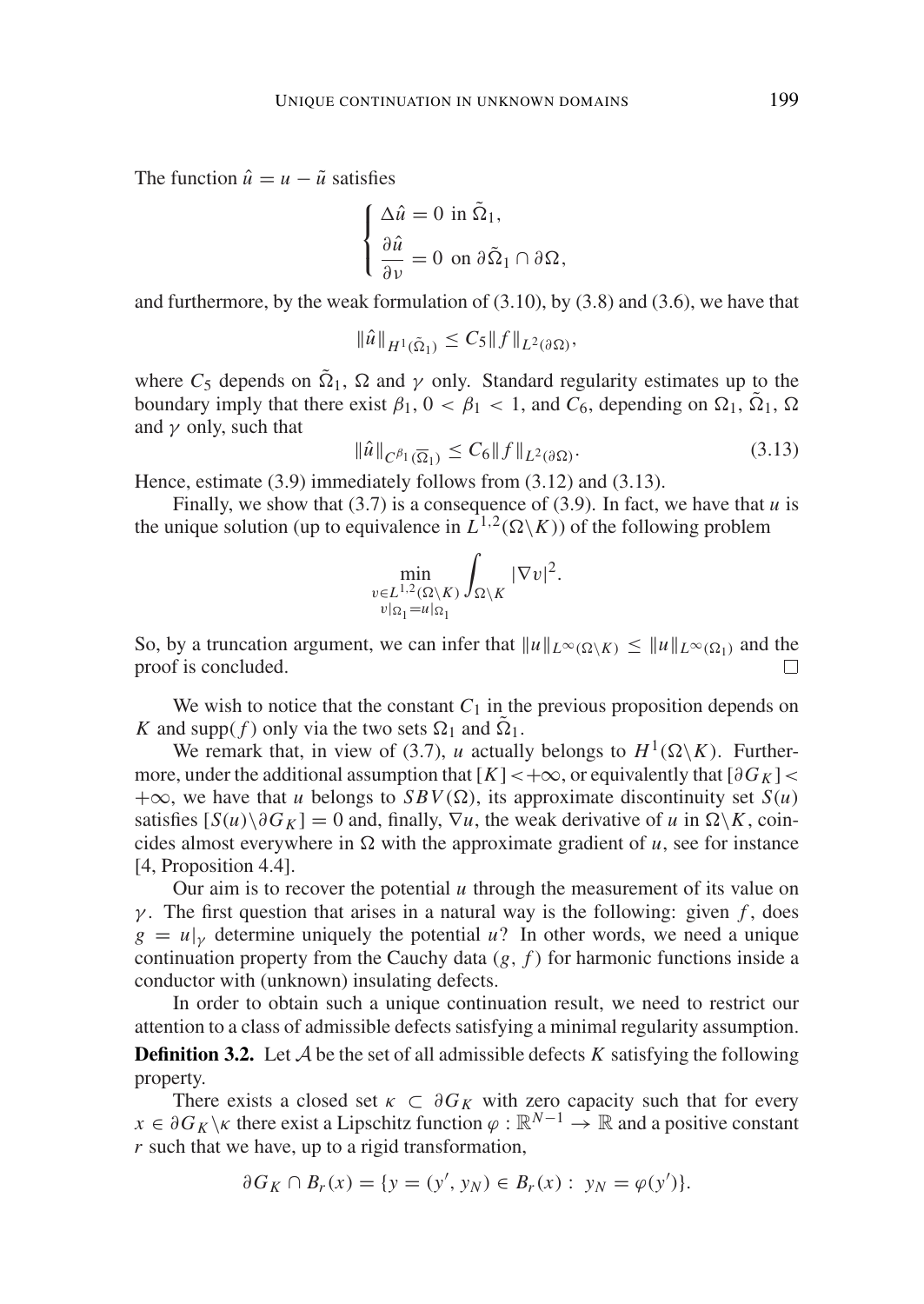The function $\hat{u} = u - \tilde{u}$ satisfies

$$\begin{cases} \Delta \hat{u} = 0 \text{ in } \tilde{\Omega}_1, \\ \dfrac{\partial \hat{u}}{\partial \nu} = 0 \text{ on } \partial\tilde{\Omega}_1 \cap \partial\Omega, \end{cases}$$

and furthermore, by the weak formulation of (3.10), by (3.8) and (3.6), we have that

$$\|\hat{u}\|_{H^1(\tilde{\Omega}_1)} \leq C_5 \|f\|_{L^2(\partial\Omega)},$$

where $C_5$ depends on $\tilde{\Omega}_1$, $\Omega$ and $\gamma$ only. Standard regularity estimates up to the boundary imply that there exist $\beta_1$, $0 < \beta_1 < 1$, and $C_6$, depending on $\Omega_1$, $\tilde{\Omega}_1$, $\Omega$ and $\gamma$ only, such that

$$\|\hat{u}\|_{C^{\beta_1}(\overline{\Omega}_1)} \leq C_6 \|f\|_{L^2(\partial\Omega)}. \tag{3.13}$$

Hence, estimate (3.9) immediately follows from (3.12) and (3.13).

Finally, we show that (3.7) is a consequence of (3.9). In fact, we have that $u$ is the unique solution (up to equivalence in $L^{1,2}(\Omega\backslash K)$) of the following problem

$$\min_{\substack{v \in L^{1,2}(\Omega\backslash K) \\ v|_{\Omega_1} = u|_{\Omega_1}}} \int_{\Omega\backslash K} |\nabla v|^2.$$

So, by a truncation argument, we can infer that $\|u\|_{L^\infty(\Omega\backslash K)} \leq \|u\|_{L^\infty(\Omega_1)}$ and the proof is concluded. □

We wish to notice that the constant $C_1$ in the previous proposition depends on $K$ and $\text{supp}(f)$ only via the two sets $\Omega_1$ and $\tilde{\Omega}_1$.

We remark that, in view of (3.7), $u$ actually belongs to $H^1(\Omega\backslash K)$. Furthermore, under the additional assumption that $[K] < +\infty$, or equivalently that $[\partial G_K] < +\infty$, we have that $u$ belongs to $SBV(\Omega)$, its approximate discontinuity set $S(u)$ satisfies $[S(u)\backslash\partial G_K] = 0$ and, finally, $\nabla u$, the weak derivative of $u$ in $\Omega\backslash K$, coincides almost everywhere in $\Omega$ with the approximate gradient of $u$, see for instance [4, Proposition 4.4].

Our aim is to recover the potential $u$ through the measurement of its value on $\gamma$. The first question that arises in a natural way is the following: given $f$, does $g = u|_\gamma$ determine uniquely the potential $u$? In other words, we need a unique continuation property from the Cauchy data $(g, f)$ for harmonic functions inside a conductor with (unknown) insulating defects.

In order to obtain such a unique continuation result, we need to restrict our attention to a class of admissible defects satisfying a minimal regularity assumption.

**Definition 3.2.** Let $\mathcal{A}$ be the set of all admissible defects $K$ satisfying the following property.

There exists a closed set $\kappa \subset \partial G_K$ with zero capacity such that for every $x \in \partial G_K \backslash \kappa$ there exist a Lipschitz function $\varphi : \mathbb{R}^{N-1} \to \mathbb{R}$ and a positive constant $r$ such that we have, up to a rigid transformation,

$$\partial G_K \cap B_r(x) = \{y = (y', y_N) \in B_r(x) : \; y_N = \varphi(y')\}.$$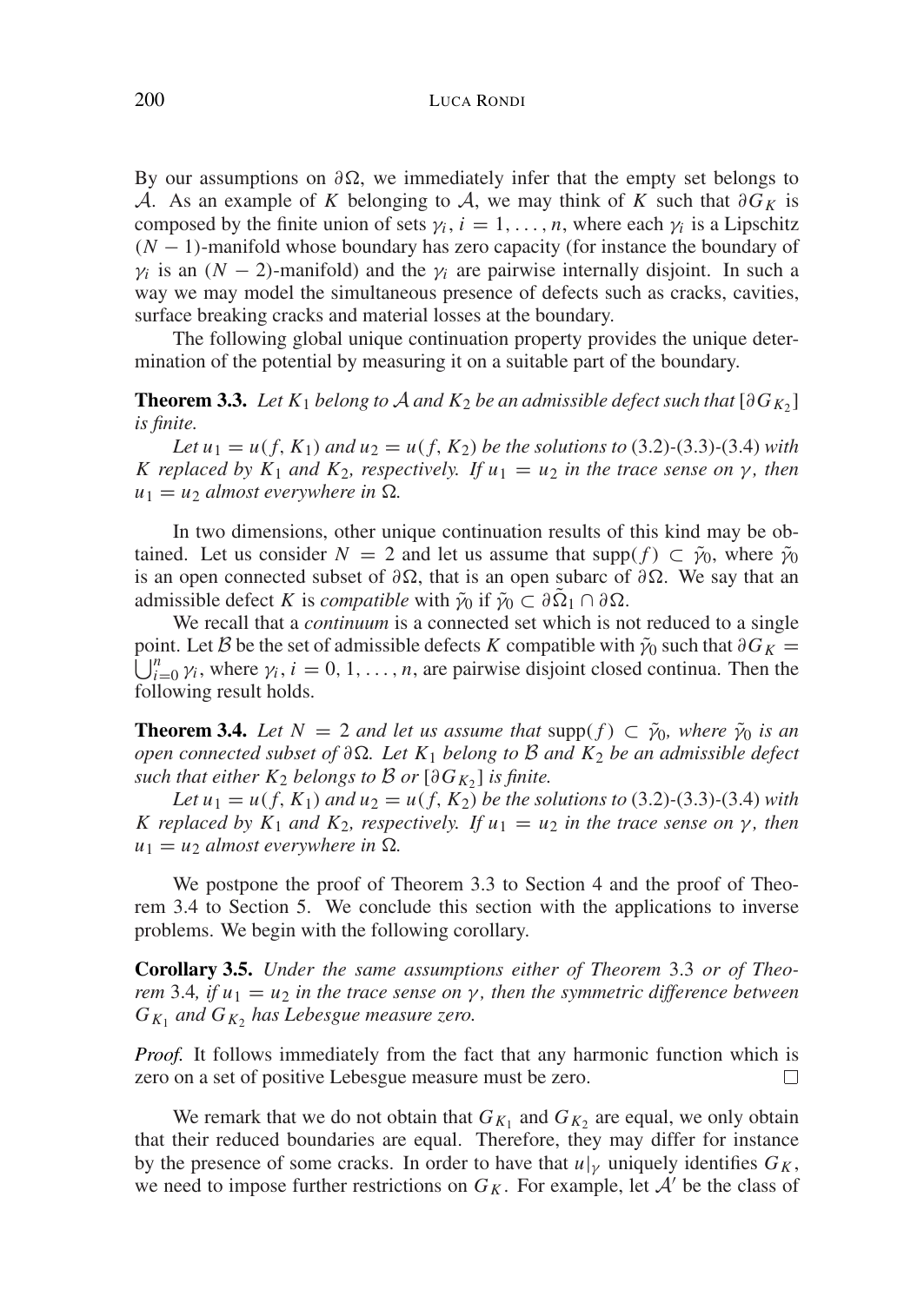By our assumptions on $\partial\Omega$, we immediately infer that the empty set belongs to $\mathcal{A}$. As an example of $K$ belonging to $\mathcal{A}$, we may think of $K$ such that $\partial G_K$ is composed by the finite union of sets $\gamma_i$, $i = 1, \ldots, n$, where each $\gamma_i$ is a Lipschitz $(N-1)$-manifold whose boundary has zero capacity (for instance the boundary of $\gamma_i$ is an $(N-2)$-manifold) and the $\gamma_i$ are pairwise internally disjoint. In such a way we may model the simultaneous presence of defects such as cracks, cavities, surface breaking cracks and material losses at the boundary.

The following global unique continuation property provides the unique determination of the potential by measuring it on a suitable part of the boundary.

**Theorem 3.3.** *Let $K_1$ belong to $\mathcal{A}$ and $K_2$ be an admissible defect such that $[\partial G_{K_2}]$ is finite.*

*Let $u_1 = u(f, K_1)$ and $u_2 = u(f, K_2)$ be the solutions to* (3.2)-(3.3)-(3.4) *with $K$ replaced by $K_1$ and $K_2$, respectively. If $u_1 = u_2$ in the trace sense on $\gamma$, then $u_1 = u_2$ almost everywhere in $\Omega$.*

In two dimensions, other unique continuation results of this kind may be obtained. Let us consider $N = 2$ and let us assume that $\mathrm{supp}(f) \subset \tilde{\gamma}_0$, where $\tilde{\gamma}_0$ is an open connected subset of $\partial\Omega$, that is an open subarc of $\partial\Omega$. We say that an admissible defect $K$ is *compatible* with $\tilde{\gamma}_0$ if $\tilde{\gamma}_0 \subset \partial\tilde{\Omega}_1 \cap \partial\Omega$.

We recall that a *continuum* is a connected set which is not reduced to a single point. Let $\mathcal{B}$ be the set of admissible defects $K$ compatible with $\tilde{\gamma}_0$ such that $\partial G_K = \bigcup_{i=0}^{n} \gamma_i$, where $\gamma_i$, $i = 0, 1, \ldots, n$, are pairwise disjoint closed continua. Then the following result holds.

**Theorem 3.4.** *Let $N = 2$ and let us assume that $\mathrm{supp}(f) \subset \tilde{\gamma}_0$, where $\tilde{\gamma}_0$ is an open connected subset of $\partial\Omega$. Let $K_1$ belong to $\mathcal{B}$ and $K_2$ be an admissible defect such that either $K_2$ belongs to $\mathcal{B}$ or $[\partial G_{K_2}]$ is finite.*

*Let $u_1 = u(f, K_1)$ and $u_2 = u(f, K_2)$ be the solutions to* (3.2)-(3.3)-(3.4) *with $K$ replaced by $K_1$ and $K_2$, respectively. If $u_1 = u_2$ in the trace sense on $\gamma$, then $u_1 = u_2$ almost everywhere in $\Omega$.*

We postpone the proof of Theorem 3.3 to Section 4 and the proof of Theorem 3.4 to Section 5. We conclude this section with the applications to inverse problems. We begin with the following corollary.

**Corollary 3.5.** *Under the same assumptions either of Theorem* 3.3 *or of Theorem* 3.4*, if $u_1 = u_2$ in the trace sense on $\gamma$, then the symmetric difference between $G_{K_1}$ and $G_{K_2}$ has Lebesgue measure zero.*

*Proof.* It follows immediately from the fact that any harmonic function which is zero on a set of positive Lebesgue measure must be zero. $\square$

We remark that we do not obtain that $G_{K_1}$ and $G_{K_2}$ are equal, we only obtain that their reduced boundaries are equal. Therefore, they may differ for instance by the presence of some cracks. In order to have that $u|_{\gamma}$ uniquely identifies $G_K$, we need to impose further restrictions on $G_K$. For example, let $\mathcal{A}'$ be the class of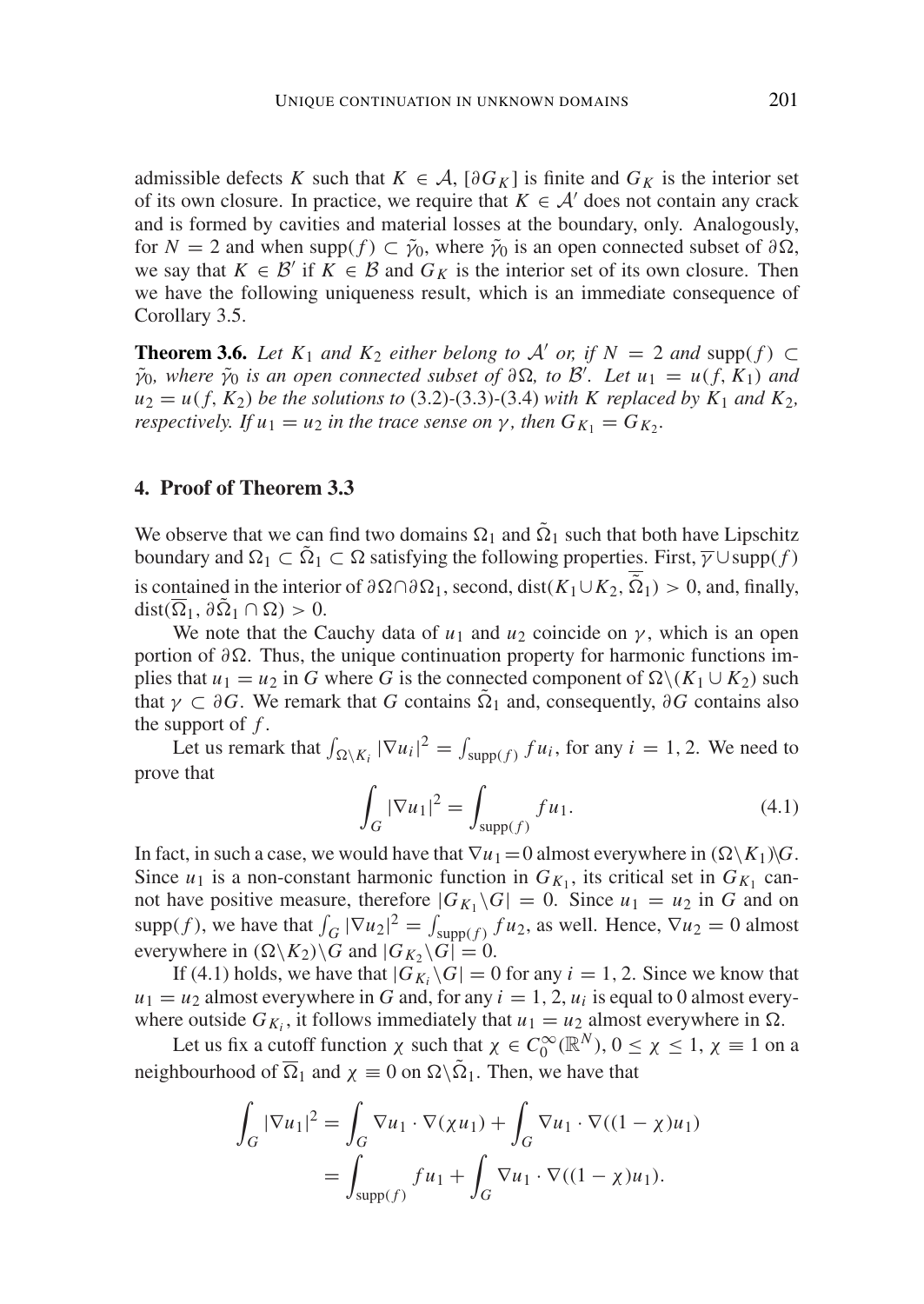admissible defects $K$ such that $K \in \mathcal{A}$, $[\partial G_K]$ is finite and $G_K$ is the interior set of its own closure. In practice, we require that $K \in \mathcal{A}'$ does not contain any crack and is formed by cavities and material losses at the boundary, only. Analogously, for $N = 2$ and when $\operatorname{supp}(f) \subset \tilde{\gamma}_0$, where $\tilde{\gamma}_0$ is an open connected subset of $\partial\Omega$, we say that $K \in \mathcal{B}'$ if $K \in \mathcal{B}$ and $G_K$ is the interior set of its own closure. Then we have the following uniqueness result, which is an immediate consequence of Corollary 3.5.

**Theorem 3.6.** *Let $K_1$ and $K_2$ either belong to $\mathcal{A}'$ or, if $N = 2$ and $\operatorname{supp}(f) \subset \tilde{\gamma}_0$, where $\tilde{\gamma}_0$ is an open connected subset of $\partial\Omega$, to $\mathcal{B}'$. Let $u_1 = u(f, K_1)$ and $u_2 = u(f, K_2)$ be the solutions to* (3.2)-(3.3)-(3.4) *with $K$ replaced by $K_1$ and $K_2$, respectively. If $u_1 = u_2$ in the trace sense on $\gamma$, then $G_{K_1} = G_{K_2}$.*

## 4. Proof of Theorem 3.3

We observe that we can find two domains $\Omega_1$ and $\tilde{\Omega}_1$ such that both have Lipschitz boundary and $\Omega_1 \subset \tilde{\Omega}_1 \subset \Omega$ satisfying the following properties. First, $\overline{\gamma} \cup \operatorname{supp}(f)$ is contained in the interior of $\partial\Omega \cap \partial\Omega_1$, second, $\operatorname{dist}(K_1 \cup K_2, \overline{\tilde{\Omega}}_1) > 0$, and, finally, $\operatorname{dist}(\overline{\Omega}_1, \partial\tilde{\Omega}_1 \cap \Omega) > 0$.

We note that the Cauchy data of $u_1$ and $u_2$ coincide on $\gamma$, which is an open portion of $\partial\Omega$. Thus, the unique continuation property for harmonic functions implies that $u_1 = u_2$ in $G$ where $G$ is the connected component of $\Omega \backslash (K_1 \cup K_2)$ such that $\gamma \subset \partial G$. We remark that $G$ contains $\tilde{\Omega}_1$ and, consequently, $\partial G$ contains also the support of $f$.

Let us remark that $\int_{\Omega \backslash K_i} |\nabla u_i|^2 = \int_{\operatorname{supp}(f)} f u_i$, for any $i = 1, 2$. We need to prove that

$$\int_G |\nabla u_1|^2 = \int_{\operatorname{supp}(f)} f u_1. \tag{4.1}$$

In fact, in such a case, we would have that $\nabla u_1 = 0$ almost everywhere in $(\Omega \backslash K_1) \backslash G$. Since $u_1$ is a non-constant harmonic function in $G_{K_1}$, its critical set in $G_{K_1}$ cannot have positive measure, therefore $|G_{K_1} \backslash G| = 0$. Since $u_1 = u_2$ in $G$ and on $\operatorname{supp}(f)$, we have that $\int_G |\nabla u_2|^2 = \int_{\operatorname{supp}(f)} f u_2$, as well. Hence, $\nabla u_2 = 0$ almost everywhere in $(\Omega \backslash K_2) \backslash G$ and $|G_{K_2} \backslash G| = 0$.

If (4.1) holds, we have that $|G_{K_i} \backslash G| = 0$ for any $i = 1, 2$. Since we know that $u_1 = u_2$ almost everywhere in $G$ and, for any $i = 1, 2$, $u_i$ is equal to 0 almost everywhere outside $G_{K_i}$, it follows immediately that $u_1 = u_2$ almost everywhere in $\Omega$.

Let us fix a cutoff function $\chi$ such that $\chi \in C_0^\infty(\mathbb{R}^N)$, $0 \leq \chi \leq 1$, $\chi \equiv 1$ on a neighbourhood of $\overline{\Omega}_1$ and $\chi \equiv 0$ on $\Omega \backslash \tilde{\Omega}_1$. Then, we have that

$$\begin{aligned}
\int_G |\nabla u_1|^2 &= \int_G \nabla u_1 \cdot \nabla(\chi u_1) + \int_G \nabla u_1 \cdot \nabla((1 - \chi) u_1) \\
&= \int_{\operatorname{supp}(f)} f u_1 + \int_G \nabla u_1 \cdot \nabla((1 - \chi) u_1).
\end{aligned}$$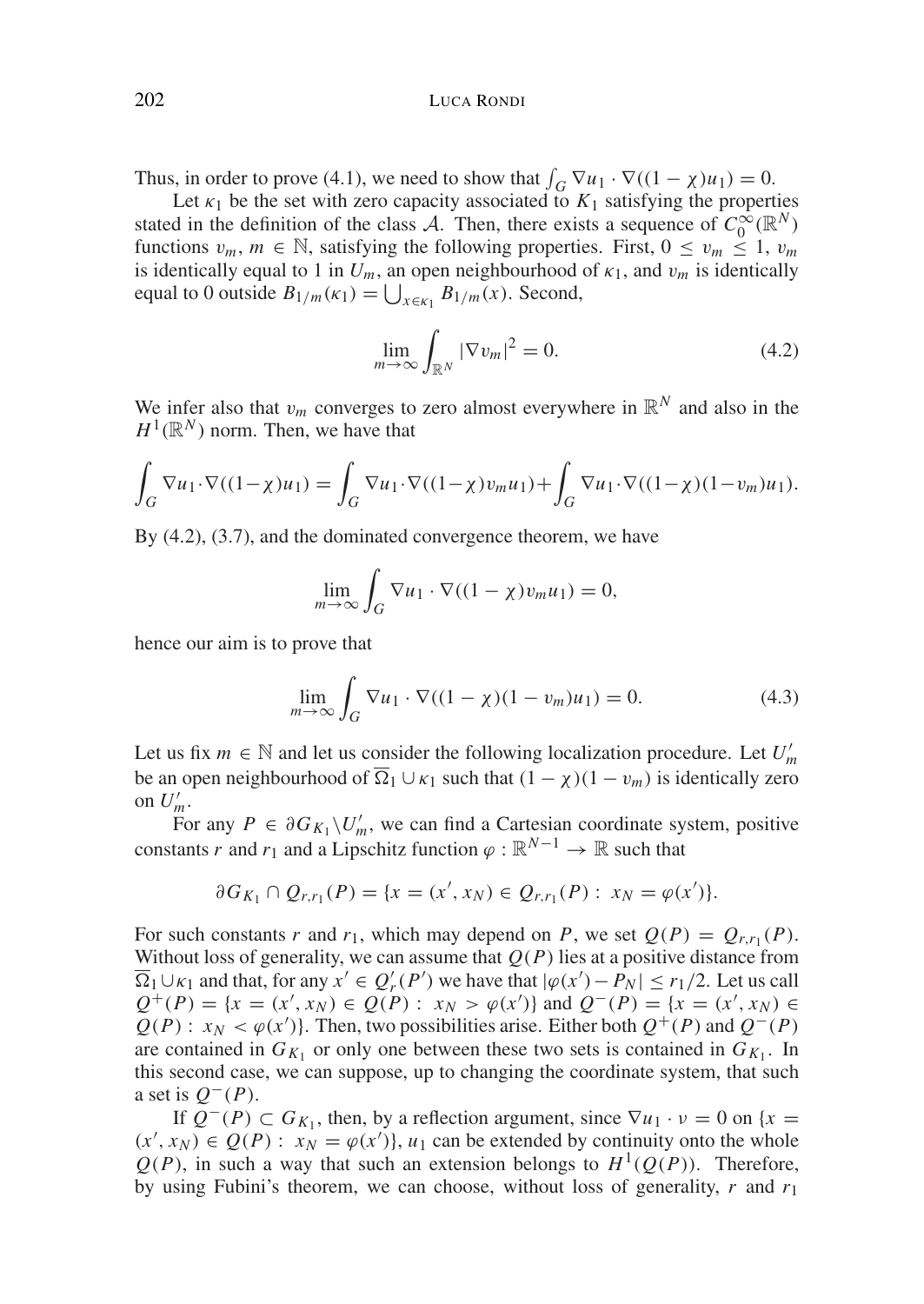Thus, in order to prove (4.1), we need to show that $\int_G \nabla u_1 \cdot \nabla((1-\chi)u_1) = 0$.

Let $\kappa_1$ be the set with zero capacity associated to $K_1$ satisfying the properties stated in the definition of the class $\mathcal{A}$. Then, there exists a sequence of $C_0^\infty(\mathbb{R}^N)$ functions $v_m$, $m \in \mathbb{N}$, satisfying the following properties. First, $0 \leq v_m \leq 1$, $v_m$ is identically equal to 1 in $U_m$, an open neighbourhood of $\kappa_1$, and $v_m$ is identically equal to 0 outside $B_{1/m}(\kappa_1) = \bigcup_{x \in \kappa_1} B_{1/m}(x)$. Second,

$$\lim_{m \to \infty} \int_{\mathbb{R}^N} |\nabla v_m|^2 = 0. \tag{4.2}$$

We infer also that $v_m$ converges to zero almost everywhere in $\mathbb{R}^N$ and also in the $H^1(\mathbb{R}^N)$ norm. Then, we have that

$$\int_G \nabla u_1 \cdot \nabla((1-\chi)u_1) = \int_G \nabla u_1 \cdot \nabla((1-\chi)v_m u_1) + \int_G \nabla u_1 \cdot \nabla((1-\chi)(1-v_m)u_1).$$

By (4.2), (3.7), and the dominated convergence theorem, we have

$$\lim_{m \to \infty} \int_G \nabla u_1 \cdot \nabla((1-\chi)v_m u_1) = 0,$$

hence our aim is to prove that

$$\lim_{m \to \infty} \int_G \nabla u_1 \cdot \nabla((1-\chi)(1-v_m)u_1) = 0. \tag{4.3}$$

Let us fix $m \in \mathbb{N}$ and let us consider the following localization procedure. Let $U'_m$ be an open neighbourhood of $\overline{\Omega}_1 \cup \kappa_1$ such that $(1-\chi)(1-v_m)$ is identically zero on $U'_m$.

For any $P \in \partial G_{K_1} \backslash U'_m$, we can find a Cartesian coordinate system, positive constants $r$ and $r_1$ and a Lipschitz function $\varphi : \mathbb{R}^{N-1} \to \mathbb{R}$ such that

$$\partial G_{K_1} \cap Q_{r,r_1}(P) = \{x = (x', x_N) \in Q_{r,r_1}(P) : \ x_N = \varphi(x')\}.$$

For such constants $r$ and $r_1$, which may depend on $P$, we set $Q(P) = Q_{r,r_1}(P)$. Without loss of generality, we can assume that $Q(P)$ lies at a positive distance from $\overline{\Omega}_1 \cup \kappa_1$ and that, for any $x' \in Q'_r(P')$ we have that $|\varphi(x') - P_N| \leq r_1/2$. Let us call $Q^+(P) = \{x = (x', x_N) \in Q(P) : \ x_N > \varphi(x')\}$ and $Q^-(P) = \{x = (x', x_N) \in Q(P) : \ x_N < \varphi(x')\}$. Then, two possibilities arise. Either both $Q^+(P)$ and $Q^-(P)$ are contained in $G_{K_1}$ or only one between these two sets is contained in $G_{K_1}$. In this second case, we can suppose, up to changing the coordinate system, that such a set is $Q^-(P)$.

If $Q^-(P) \subset G_{K_1}$, then, by a reflection argument, since $\nabla u_1 \cdot \nu = 0$ on $\{x = (x', x_N) \in Q(P) : \ x_N = \varphi(x')\}$, $u_1$ can be extended by continuity onto the whole $Q(P)$, in such a way that such an extension belongs to $H^1(Q(P))$. Therefore, by using Fubini's theorem, we can choose, without loss of generality, $r$ and $r_1$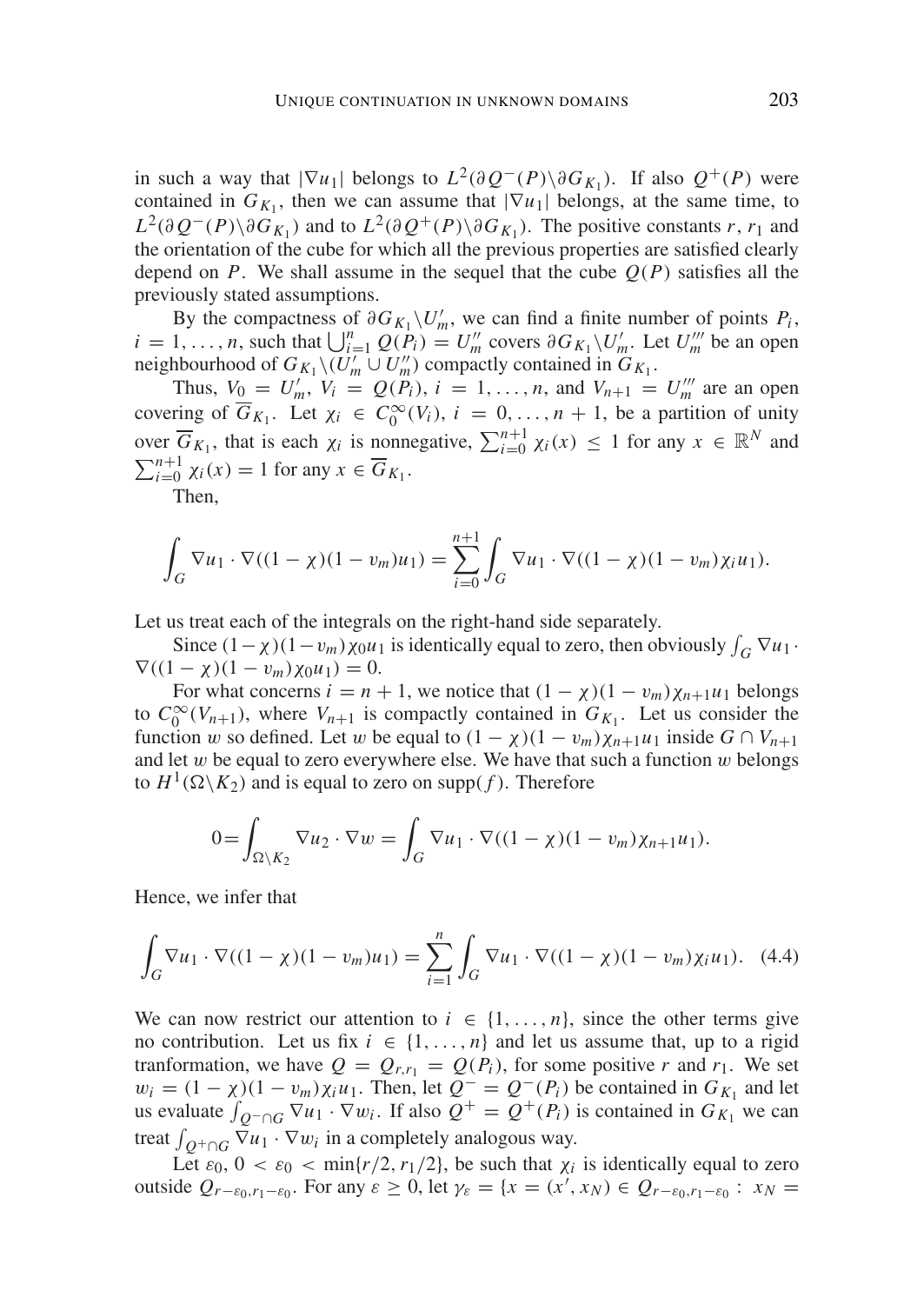in such a way that $|\nabla u_1|$ belongs to $L^2(\partial Q^-(P)\backslash \partial G_{K_1})$. If also $Q^+(P)$ were contained in $G_{K_1}$, then we can assume that $|\nabla u_1|$ belongs, at the same time, to $L^2(\partial Q^-(P)\backslash \partial G_{K_1})$ and to $L^2(\partial Q^+(P)\backslash \partial G_{K_1})$. The positive constants $r$, $r_1$ and the orientation of the cube for which all the previous properties are satisfied clearly depend on $P$. We shall assume in the sequel that the cube $Q(P)$ satisfies all the previously stated assumptions.

By the compactness of $\partial G_{K_1}\backslash U'_m$, we can find a finite number of points $P_i$, $i = 1, \ldots, n$, such that $\bigcup_{i=1}^n Q(P_i) = U''_m$ covers $\partial G_{K_1}\backslash U'_m$. Let $U'''_m$ be an open neighbourhood of $G_{K_1}\backslash (U'_m \cup U''_m)$ compactly contained in $G_{K_1}$.

Thus, $V_0 = U'_m$, $V_i = Q(P_i)$, $i = 1, \ldots, n$, and $V_{n+1} = U'''_m$ are an open covering of $\overline{G}_{K_1}$. Let $\chi_i \in C_0^\infty(V_i)$, $i = 0, \ldots, n+1$, be a partition of unity over $\overline{G}_{K_1}$, that is each $\chi_i$ is nonnegative, $\sum_{i=0}^{n+1} \chi_i(x) \leq 1$ for any $x \in \mathbb{R}^N$ and $\sum_{i=0}^{n+1} \chi_i(x) = 1$ for any $x \in \overline{G}_{K_1}$.

Then,

$$\int_G \nabla u_1 \cdot \nabla((1-\chi)(1-v_m)u_1) = \sum_{i=0}^{n+1} \int_G \nabla u_1 \cdot \nabla((1-\chi)(1-v_m)\chi_i u_1).$$

Let us treat each of the integrals on the right-hand side separately.

Since $(1-\chi)(1-v_m)\chi_0 u_1$ is identically equal to zero, then obviously $\int_G \nabla u_1 \cdot \nabla((1-\chi)(1-v_m)\chi_0 u_1) = 0$.

For what concerns $i = n+1$, we notice that $(1-\chi)(1-v_m)\chi_{n+1}u_1$ belongs to $C_0^\infty(V_{n+1})$, where $V_{n+1}$ is compactly contained in $G_{K_1}$. Let us consider the function $w$ so defined. Let $w$ be equal to $(1-\chi)(1-v_m)\chi_{n+1}u_1$ inside $G \cap V_{n+1}$ and let $w$ be equal to zero everywhere else. We have that such a function $w$ belongs to $H^1(\Omega\backslash K_2)$ and is equal to zero on $\mathrm{supp}(f)$. Therefore

$$0 = \int_{\Omega\backslash K_2} \nabla u_2 \cdot \nabla w = \int_G \nabla u_1 \cdot \nabla((1-\chi)(1-v_m)\chi_{n+1}u_1).$$

Hence, we infer that

$$\int_G \nabla u_1 \cdot \nabla((1-\chi)(1-v_m)u_1) = \sum_{i=1}^{n} \int_G \nabla u_1 \cdot \nabla((1-\chi)(1-v_m)\chi_i u_1). \quad (4.4)$$

We can now restrict our attention to $i \in \{1, \ldots, n\}$, since the other terms give no contribution. Let us fix $i \in \{1, \ldots, n\}$ and let us assume that, up to a rigid tranformation, we have $Q = Q_{r,r_1} = Q(P_i)$, for some positive $r$ and $r_1$. We set $w_i = (1-\chi)(1-v_m)\chi_i u_1$. Then, let $Q^- = Q^-(P_i)$ be contained in $G_{K_1}$ and let us evaluate $\int_{Q^-\cap G} \nabla u_1 \cdot \nabla w_i$. If also $Q^+ = Q^+(P_i)$ is contained in $G_{K_1}$ we can treat $\int_{Q^+\cap G} \nabla u_1 \cdot \nabla w_i$ in a completely analogous way.

Let $\varepsilon_0$, $0 < \varepsilon_0 < \min\{r/2, r_1/2\}$, be such that $\chi_i$ is identically equal to zero outside $Q_{r-\varepsilon_0, r_1-\varepsilon_0}$. For any $\varepsilon \geq 0$, let $\gamma_\varepsilon = \{x = (x', x_N) \in Q_{r-\varepsilon_0, r_1-\varepsilon_0} : x_N =$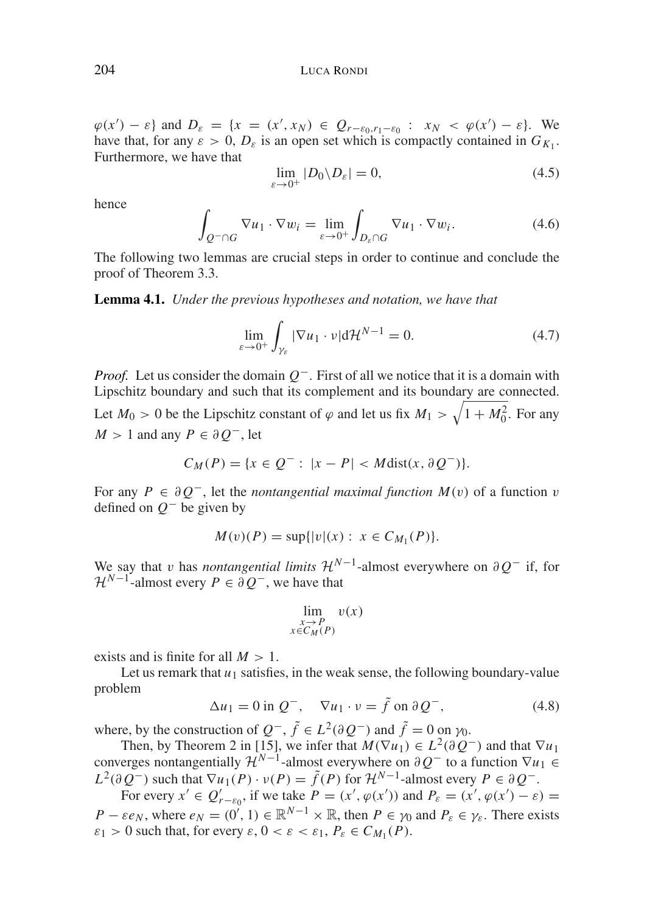$\varphi(x') - \varepsilon\}$ and $D_\varepsilon = \{x = (x', x_N) \in Q_{r-\varepsilon_0, r_1-\varepsilon_0} : x_N < \varphi(x') - \varepsilon\}$. We have that, for any $\varepsilon > 0$, $D_\varepsilon$ is an open set which is compactly contained in $G_{K_1}$. Furthermore, we have that

$$\lim_{\varepsilon \to 0^+} |D_0 \backslash D_\varepsilon| = 0, \tag{4.5}$$

hence

$$\int_{Q^- \cap G} \nabla u_1 \cdot \nabla w_i = \lim_{\varepsilon \to 0^+} \int_{D_\varepsilon \cap G} \nabla u_1 \cdot \nabla w_i. \tag{4.6}$$

The following two lemmas are crucial steps in order to continue and conclude the proof of Theorem 3.3.

**Lemma 4.1.** *Under the previous hypotheses and notation, we have that*

$$\lim_{\varepsilon \to 0^+} \int_{\gamma_\varepsilon} |\nabla u_1 \cdot \nu| \mathrm{d}\mathcal{H}^{N-1} = 0. \tag{4.7}$$

*Proof.* Let us consider the domain $Q^-$. First of all we notice that it is a domain with Lipschitz boundary and such that its complement and its boundary are connected. Let $M_0 > 0$ be the Lipschitz constant of $\varphi$ and let us fix $M_1 > \sqrt{1 + M_0^2}$. For any $M > 1$ and any $P \in \partial Q^-$, let

$$C_M(P) = \{x \in Q^- : |x - P| < M \operatorname{dist}(x, \partial Q^-)\}.$$

For any $P \in \partial Q^-$, let the *nontangential maximal function* $M(v)$ of a function $v$ defined on $Q^-$ be given by

$$M(v)(P) = \sup\{|v|(x) : x \in C_{M_1}(P)\}.$$

We say that $v$ has *nontangential limits* $\mathcal{H}^{N-1}$-almost everywhere on $\partial Q^-$ if, for $\mathcal{H}^{N-1}$-almost every $P \in \partial Q^-$, we have that

$$\lim_{\substack{x \to P \\ x \in C_M(P)}} v(x)$$

exists and is finite for all $M > 1$.

Let us remark that $u_1$ satisfies, in the weak sense, the following boundary-value problem

$$\Delta u_1 = 0 \text{ in } Q^-, \quad \nabla u_1 \cdot \nu = \tilde{f} \text{ on } \partial Q^-, \tag{4.8}$$

where, by the construction of $Q^-$, $\tilde{f} \in L^2(\partial Q^-)$ and $\tilde{f} = 0$ on $\gamma_0$.

Then, by Theorem 2 in [15], we infer that $M(\nabla u_1) \in L^2(\partial Q^-)$ and that $\nabla u_1$ converges nontangentially $\mathcal{H}^{N-1}$-almost everywhere on $\partial Q^-$ to a function $\nabla u_1 \in L^2(\partial Q^-)$ such that $\nabla u_1(P) \cdot \nu(P) = \tilde{f}(P)$ for $\mathcal{H}^{N-1}$-almost every $P \in \partial Q^-$.

For every $x' \in Q'_{r-\varepsilon_0}$, if we take $P = (x', \varphi(x'))$ and $P_\varepsilon = (x', \varphi(x') - \varepsilon) = P - \varepsilon e_N$, where $e_N = (0', 1) \in \mathbb{R}^{N-1} \times \mathbb{R}$, then $P \in \gamma_0$ and $P_\varepsilon \in \gamma_\varepsilon$. There exists $\varepsilon_1 > 0$ such that, for every $\varepsilon$, $0 < \varepsilon < \varepsilon_1$, $P_\varepsilon \in C_{M_1}(P)$.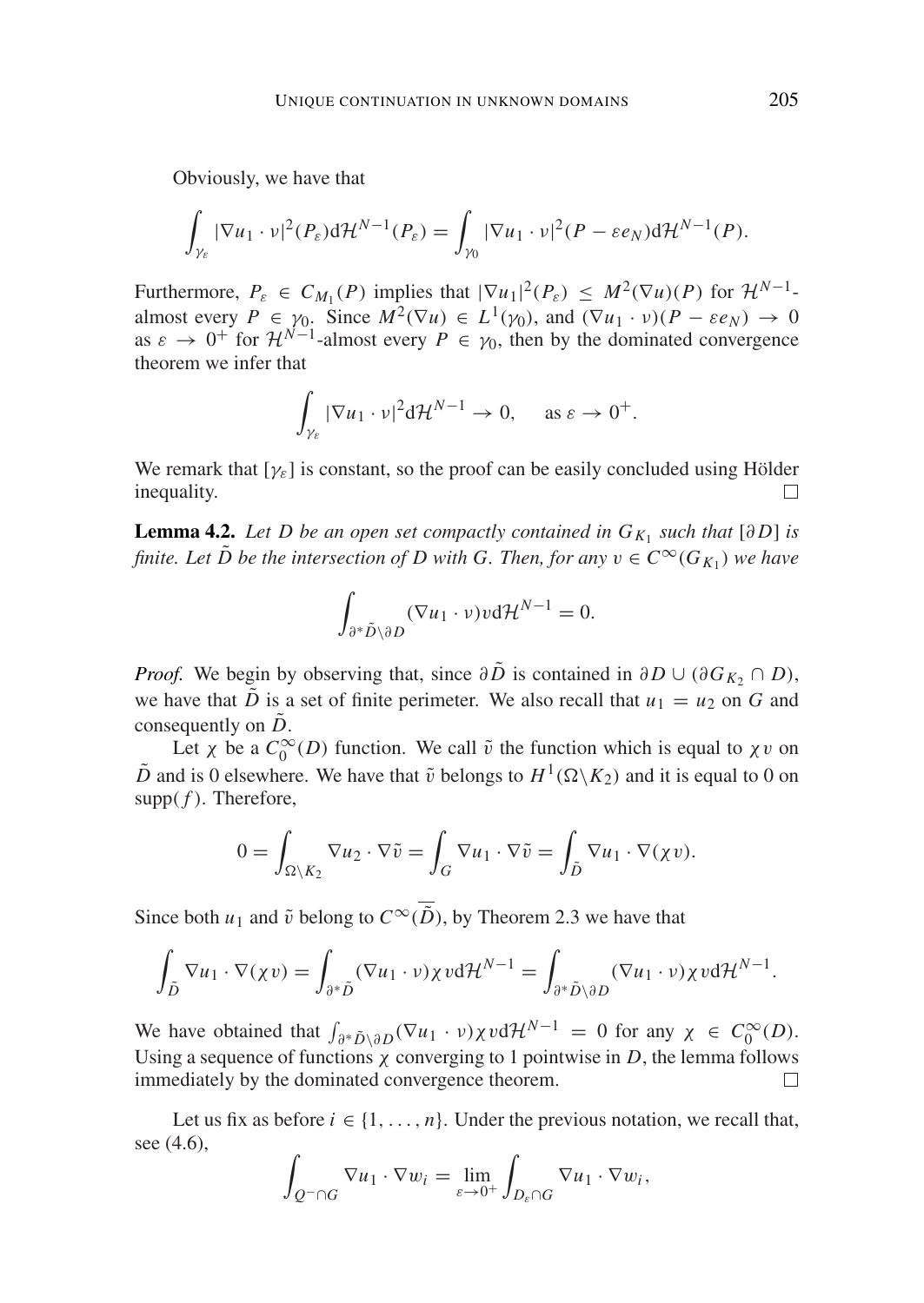Obviously, we have that

$$\int_{\gamma_\varepsilon} |\nabla u_1 \cdot \nu|^2(P_\varepsilon)\mathrm{d}\mathcal{H}^{N-1}(P_\varepsilon) = \int_{\gamma_0} |\nabla u_1 \cdot \nu|^2(P - \varepsilon e_N)\mathrm{d}\mathcal{H}^{N-1}(P).$$

Furthermore, $P_\varepsilon \in C_{M_1}(P)$ implies that $|\nabla u_1|^2(P_\varepsilon) \le M^2(\nabla u)(P)$ for $\mathcal{H}^{N-1}$-almost every $P \in \gamma_0$. Since $M^2(\nabla u) \in L^1(\gamma_0)$, and $(\nabla u_1 \cdot \nu)(P - \varepsilon e_N) \to 0$ as $\varepsilon \to 0^+$ for $\mathcal{H}^{N-1}$-almost every $P \in \gamma_0$, then by the dominated convergence theorem we infer that

$$\int_{\gamma_\varepsilon} |\nabla u_1 \cdot \nu|^2 \mathrm{d}\mathcal{H}^{N-1} \to 0, \quad \text{as } \varepsilon \to 0^+.$$

We remark that $[\gamma_\varepsilon]$ is constant, so the proof can be easily concluded using Hölder inequality. □

**Lemma 4.2.** *Let $D$ be an open set compactly contained in $G_{K_1}$ such that $[\partial D]$ is finite. Let $\tilde{D}$ be the intersection of $D$ with $G$. Then, for any $v \in C^\infty(G_{K_1})$ we have*

$$\int_{\partial^*\tilde{D}\setminus\partial D} (\nabla u_1 \cdot \nu)v\mathrm{d}\mathcal{H}^{N-1} = 0.$$

*Proof.* We begin by observing that, since $\partial\tilde{D}$ is contained in $\partial D \cup (\partial G_{K_2} \cap D)$, we have that $\tilde{D}$ is a set of finite perimeter. We also recall that $u_1 = u_2$ on $G$ and consequently on $\tilde{D}$.

Let $\chi$ be a $C_0^\infty(D)$ function. We call $\tilde{v}$ the function which is equal to $\chi v$ on $\tilde{D}$ and is 0 elsewhere. We have that $\tilde{v}$ belongs to $H^1(\Omega\setminus K_2)$ and it is equal to 0 on $\mathrm{supp}(f)$. Therefore,

$$0 = \int_{\Omega\setminus K_2} \nabla u_2 \cdot \nabla\tilde{v} = \int_G \nabla u_1 \cdot \nabla\tilde{v} = \int_{\tilde{D}} \nabla u_1 \cdot \nabla(\chi v).$$

Since both $u_1$ and $\tilde{v}$ belong to $C^\infty(\overline{\tilde{D}})$, by Theorem 2.3 we have that

$$\int_{\tilde{D}} \nabla u_1 \cdot \nabla(\chi v) = \int_{\partial^*\tilde{D}} (\nabla u_1 \cdot \nu)\chi v\mathrm{d}\mathcal{H}^{N-1} = \int_{\partial^*\tilde{D}\setminus\partial D} (\nabla u_1 \cdot \nu)\chi v\mathrm{d}\mathcal{H}^{N-1}.$$

We have obtained that $\int_{\partial^*\tilde{D}\setminus\partial D}(\nabla u_1 \cdot \nu)\chi v\mathrm{d}\mathcal{H}^{N-1} = 0$ for any $\chi \in C_0^\infty(D)$. Using a sequence of functions $\chi$ converging to 1 pointwise in $D$, the lemma follows immediately by the dominated convergence theorem. □

Let us fix as before $i \in \{1, \ldots, n\}$. Under the previous notation, we recall that, see (4.6),

$$\int_{Q^-\cap G} \nabla u_1 \cdot \nabla w_i = \lim_{\varepsilon\to 0^+} \int_{D_\varepsilon\cap G} \nabla u_1 \cdot \nabla w_i,$$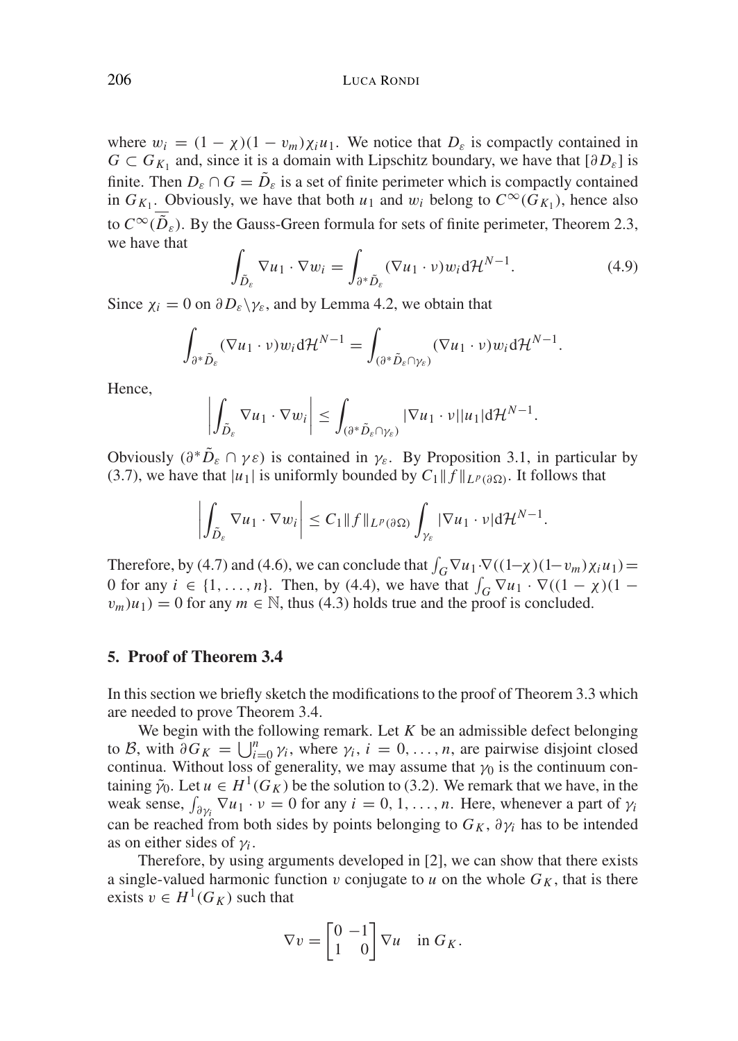where $w_i = (1 - \chi)(1 - v_m)\chi_i u_1$. We notice that $D_\varepsilon$ is compactly contained in $G \subset G_{K_1}$ and, since it is a domain with Lipschitz boundary, we have that $[\partial D_\varepsilon]$ is finite. Then $D_\varepsilon \cap G = \tilde{D}_\varepsilon$ is a set of finite perimeter which is compactly contained in $G_{K_1}$. Obviously, we have that both $u_1$ and $w_i$ belong to $C^\infty(\overline{G_{K_1}})$, hence also to $C^\infty(\overline{\tilde{D}_\varepsilon})$. By the Gauss-Green formula for sets of finite perimeter, Theorem 2.3, we have that

$$\int_{\tilde{D}_\varepsilon} \nabla u_1 \cdot \nabla w_i = \int_{\partial^* \tilde{D}_\varepsilon} (\nabla u_1 \cdot \nu) w_i \, \mathrm{d}\mathcal{H}^{N-1}. \tag{4.9}$$

Since $\chi_i = 0$ on $\partial D_\varepsilon \backslash \gamma_\varepsilon$, and by Lemma 4.2, we obtain that

$$\int_{\partial^* \tilde{D}_\varepsilon} (\nabla u_1 \cdot \nu) w_i \, \mathrm{d}\mathcal{H}^{N-1} = \int_{(\partial^* \tilde{D}_\varepsilon \cap \gamma_\varepsilon)} (\nabla u_1 \cdot \nu) w_i \, \mathrm{d}\mathcal{H}^{N-1}.$$

Hence,

$$\left| \int_{\tilde{D}_\varepsilon} \nabla u_1 \cdot \nabla w_i \right| \leq \int_{(\partial^* \tilde{D}_\varepsilon \cap \gamma_\varepsilon)} |\nabla u_1 \cdot \nu| |u_1| \, \mathrm{d}\mathcal{H}^{N-1}.$$

Obviously $(\partial^* \tilde{D}_\varepsilon \cap \gamma \varepsilon)$ is contained in $\gamma_\varepsilon$. By Proposition 3.1, in particular by (3.7), we have that $|u_1|$ is uniformly bounded by $C_1 \|f\|_{L^p(\partial\Omega)}$. It follows that

$$\left| \int_{\tilde{D}_\varepsilon} \nabla u_1 \cdot \nabla w_i \right| \leq C_1 \|f\|_{L^p(\partial\Omega)} \int_{\gamma_\varepsilon} |\nabla u_1 \cdot \nu| \, \mathrm{d}\mathcal{H}^{N-1}.$$

Therefore, by (4.7) and (4.6), we can conclude that $\int_G \nabla u_1 \cdot \nabla((1-\chi)(1-v_m)\chi_i u_1) = 0$ for any $i \in \{1, \ldots, n\}$. Then, by (4.4), we have that $\int_G \nabla u_1 \cdot \nabla((1-\chi)(1-v_m)u_1) = 0$ for any $m \in \mathbb{N}$, thus (4.3) holds true and the proof is concluded.

## 5. Proof of Theorem 3.4

In this section we briefly sketch the modifications to the proof of Theorem 3.3 which are needed to prove Theorem 3.4.

We begin with the following remark. Let $K$ be an admissible defect belonging to $\mathcal{B}$, with $\partial G_K = \bigcup_{i=0}^n \gamma_i$, where $\gamma_i$, $i = 0, \ldots, n$, are pairwise disjoint closed continua. Without loss of generality, we may assume that $\gamma_0$ is the continuum containing $\tilde{\gamma}_0$. Let $u \in H^1(G_K)$ be the solution to (3.2). We remark that we have, in the weak sense, $\int_{\partial\gamma_i} \nabla u_1 \cdot \nu = 0$ for any $i = 0, 1, \ldots, n$. Here, whenever a part of $\gamma_i$ can be reached from both sides by points belonging to $G_K$, $\partial\gamma_i$ has to be intended as on either sides of $\gamma_i$.

Therefore, by using arguments developed in [2], we can show that there exists a single-valued harmonic function $v$ conjugate to $u$ on the whole $G_K$, that is there exists $v \in H^1(G_K)$ such that

$$\nabla v = \begin{bmatrix} 0 & -1 \\ 1 & 0 \end{bmatrix} \nabla u \quad \text{in } G_K.$$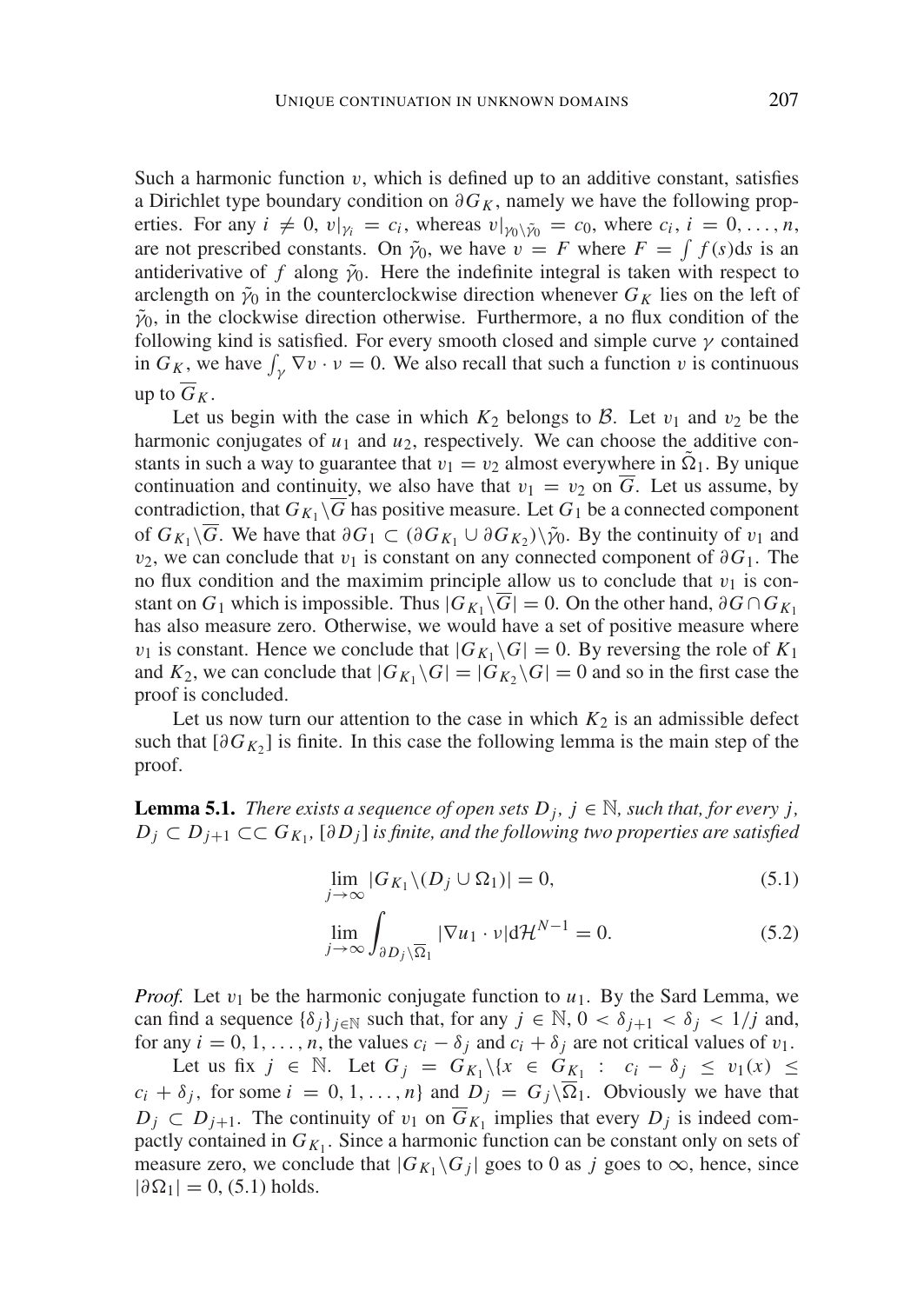Such a harmonic function $v$, which is defined up to an additive constant, satisfies a Dirichlet type boundary condition on $\partial G_K$, namely we have the following properties. For any $i \neq 0$, $v|_{\gamma_i} = c_i$, whereas $v|_{\gamma_0 \setminus \tilde{\gamma}_0} = c_0$, where $c_i$, $i = 0, 1, \ldots, n$, are not prescribed constants. On $\tilde{\gamma}_0$, we have $v = F$ where $F = \int f(s)\mathrm{d}s$ is an antiderivative of $f$ along $\tilde{\gamma}_0$. Here the indefinite integral is taken with respect to arclength on $\tilde{\gamma}_0$ in the counterclockwise direction whenever $G_K$ lies on the left of $\tilde{\gamma}_0$, in the clockwise direction otherwise. Furthermore, a no flux condition of the following kind is satisfied. For every smooth closed and simple curve $\gamma$ contained in $G_K$, we have $\int_\gamma \nabla v \cdot \nu = 0$. We also recall that such a function $v$ is continuous up to $\overline{G}_K$.

Let us begin with the case in which $K_2$ belongs to $\mathcal{B}$. Let $v_1$ and $v_2$ be the harmonic conjugates of $u_1$ and $u_2$, respectively. We can choose the additive constants in such a way to guarantee that $v_1 = v_2$ almost everywhere in $\tilde{\Omega}_1$. By unique continuation and continuity, we also have that $v_1 = v_2$ on $\overline{G}$. Let us assume, by contradiction, that $G_{K_1} \setminus \overline{G}$ has positive measure. Let $G_1$ be a connected component of $G_{K_1} \setminus \overline{G}$. We have that $\partial G_1 \subset (\partial G_{K_1} \cup \partial G_{K_2}) \setminus \tilde{\gamma}_0$. By the continuity of $v_1$ and $v_2$, we can conclude that $v_1$ is constant on any connected component of $\partial G_1$. The no flux condition and the maximim principle allow us to conclude that $v_1$ is constant on $G_1$ which is impossible. Thus $|G_{K_1} \setminus \overline{G}| = 0$. On the other hand, $\partial G \cap G_{K_1}$ has also measure zero. Otherwise, we would have a set of positive measure where $v_1$ is constant. Hence we conclude that $|G_{K_1} \setminus G| = 0$. By reversing the role of $K_1$ and $K_2$, we can conclude that $|G_{K_1} \setminus G| = |G_{K_2} \setminus G| = 0$ and so in the first case the proof is concluded.

Let us now turn our attention to the case in which $K_2$ is an admissible defect such that $[\partial G_{K_2}]$ is finite. In this case the following lemma is the main step of the proof.

**Lemma 5.1.** *There exists a sequence of open sets $D_j$, $j \in \mathbb{N}$, such that, for every $j$, $D_j \subset D_{j+1} \subset\subset G_{K_1}$, $[\partial D_j]$ is finite, and the following two properties are satisfied*

$$\lim_{j \to \infty} |G_{K_1} \setminus (D_j \cup \Omega_1)| = 0, \tag{5.1}$$

$$\lim_{j \to \infty} \int_{\partial D_j \setminus \overline{\Omega}_1} |\nabla u_1 \cdot \nu| \mathrm{d}\mathcal{H}^{N-1} = 0. \tag{5.2}$$

*Proof.* Let $v_1$ be the harmonic conjugate function to $u_1$. By the Sard Lemma, we can find a sequence $\{\delta_j\}_{j \in \mathbb{N}}$ such that, for any $j \in \mathbb{N}$, $0 < \delta_{j+1} < \delta_j < 1/j$ and, for any $i = 0, 1, \ldots, n$, the values $c_i - \delta_j$ and $c_i + \delta_j$ are not critical values of $v_1$.

Let us fix $j \in \mathbb{N}$. Let $G_j = G_{K_1} \setminus \{x \in G_{K_1} : \ c_i - \delta_j \leq v_1(x) \leq c_i + \delta_j, \text{ for some } i = 0, 1, \ldots, n\}$ and $D_j = G_j \setminus \overline{\Omega}_1$. Obviously we have that $D_j \subset D_{j+1}$. The continuity of $v_1$ on $\overline{G}_{K_1}$ implies that every $D_j$ is indeed compactly contained in $G_{K_1}$. Since a harmonic function can be constant only on sets of measure zero, we conclude that $|G_{K_1} \setminus G_j|$ goes to 0 as $j$ goes to $\infty$, hence, since $|\partial \Omega_1| = 0$, (5.1) holds.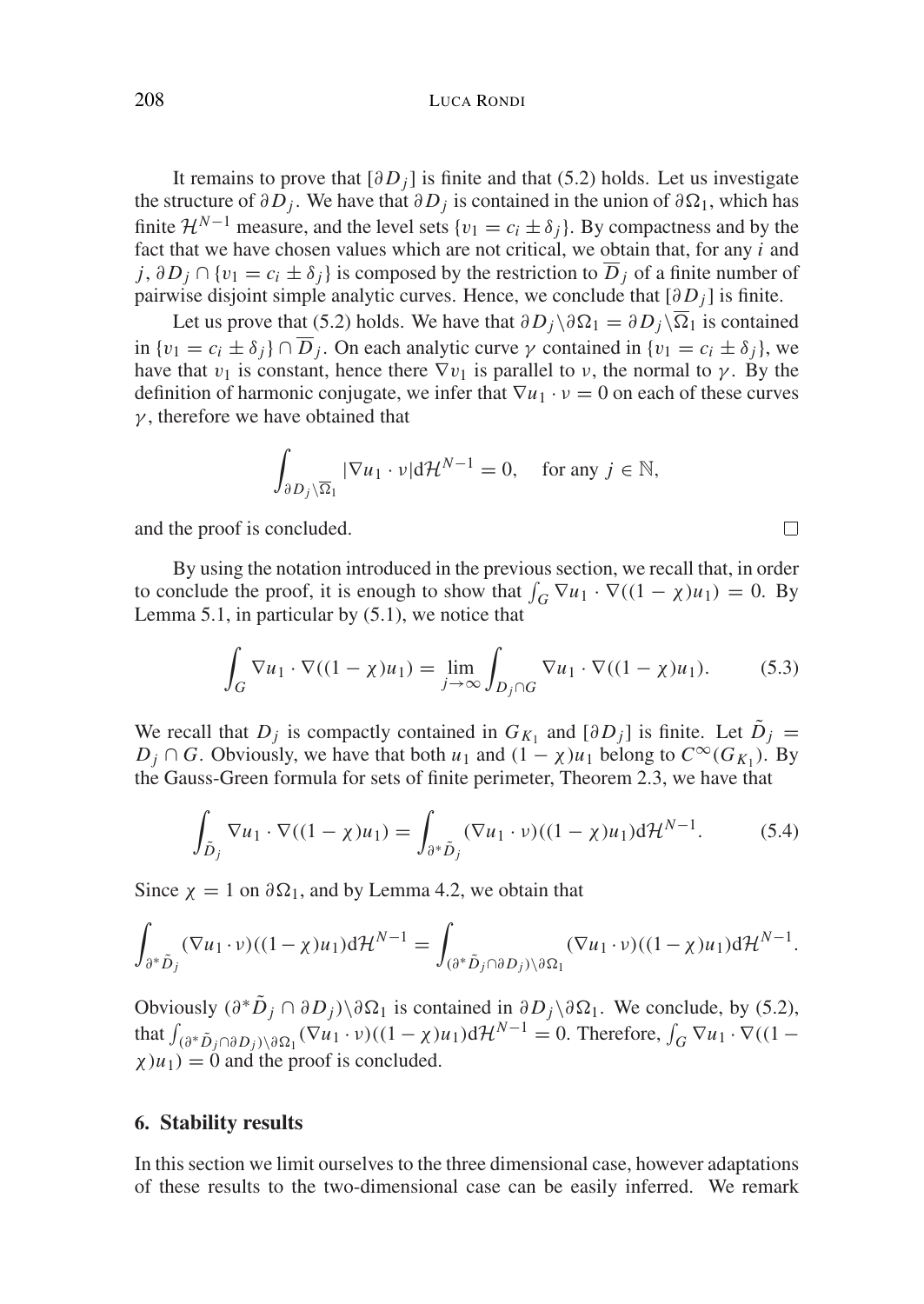It remains to prove that $[\partial D_j]$ is finite and that (5.2) holds. Let us investigate the structure of $\partial D_j$. We have that $\partial D_j$ is contained in the union of $\partial\Omega_1$, which has finite $\mathcal{H}^{N-1}$ measure, and the level sets $\{v_1 = c_i \pm \delta_j\}$. By compactness and by the fact that we have chosen values which are not critical, we obtain that, for any $i$ and $j$, $\partial D_j \cap \{v_1 = c_i \pm \delta_j\}$ is composed by the restriction to $\overline{D}_j$ of a finite number of pairwise disjoint simple analytic curves. Hence, we conclude that $[\partial D_j]$ is finite.

Let us prove that (5.2) holds. We have that $\partial D_j \backslash \partial\Omega_1 = \partial D_j \backslash \overline{\Omega}_1$ is contained in $\{v_1 = c_i \pm \delta_j\} \cap \overline{D}_j$. On each analytic curve $\gamma$ contained in $\{v_1 = c_i \pm \delta_j\}$, we have that $v_1$ is constant, hence there $\nabla v_1$ is parallel to $\nu$, the normal to $\gamma$. By the definition of harmonic conjugate, we infer that $\nabla u_1 \cdot \nu = 0$ on each of these curves $\gamma$, therefore we have obtained that

$$\int_{\partial D_j \backslash \overline{\Omega}_1} |\nabla u_1 \cdot \nu| \mathrm{d}\mathcal{H}^{N-1} = 0, \quad \text{for any } j \in \mathbb{N},$$

and the proof is concluded. □

By using the notation introduced in the previous section, we recall that, in order to conclude the proof, it is enough to show that $\int_G \nabla u_1 \cdot \nabla((1-\chi)u_1) = 0$. By Lemma 5.1, in particular by (5.1), we notice that

$$\int_G \nabla u_1 \cdot \nabla((1-\chi)u_1) = \lim_{j\to\infty} \int_{D_j \cap G} \nabla u_1 \cdot \nabla((1-\chi)u_1). \tag{5.3}$$

We recall that $D_j$ is compactly contained in $G_{K_1}$ and $[\partial D_j]$ is finite. Let $\tilde{D}_j = D_j \cap G$. Obviously, we have that both $u_1$ and $(1-\chi)u_1$ belong to $C^\infty(G_{K_1})$. By the Gauss-Green formula for sets of finite perimeter, Theorem 2.3, we have that

$$\int_{\tilde{D}_j} \nabla u_1 \cdot \nabla((1-\chi)u_1) = \int_{\partial^* \tilde{D}_j} (\nabla u_1 \cdot \nu)((1-\chi)u_1) \mathrm{d}\mathcal{H}^{N-1}. \tag{5.4}$$

Since $\chi = 1$ on $\partial\Omega_1$, and by Lemma 4.2, we obtain that

$$\int_{\partial^* \tilde{D}_j} (\nabla u_1 \cdot \nu)((1-\chi)u_1) \mathrm{d}\mathcal{H}^{N-1} = \int_{(\partial^* \tilde{D}_j \cap \partial D_j)\backslash \partial\Omega_1} (\nabla u_1 \cdot \nu)((1-\chi)u_1) \mathrm{d}\mathcal{H}^{N-1}.$$

Obviously $(\partial^* \tilde{D}_j \cap \partial D_j)\backslash \partial\Omega_1$ is contained in $\partial D_j \backslash \partial\Omega_1$. We conclude, by (5.2), that $\int_{(\partial^* \tilde{D}_j \cap \partial D_j)\backslash \partial\Omega_1} (\nabla u_1 \cdot \nu)((1-\chi)u_1) \mathrm{d}\mathcal{H}^{N-1} = 0$. Therefore, $\int_G \nabla u_1 \cdot \nabla((1-\chi)u_1) = 0$ and the proof is concluded.

## 6. Stability results

In this section we limit ourselves to the three dimensional case, however adaptations of these results to the two-dimensional case can be easily inferred. We remark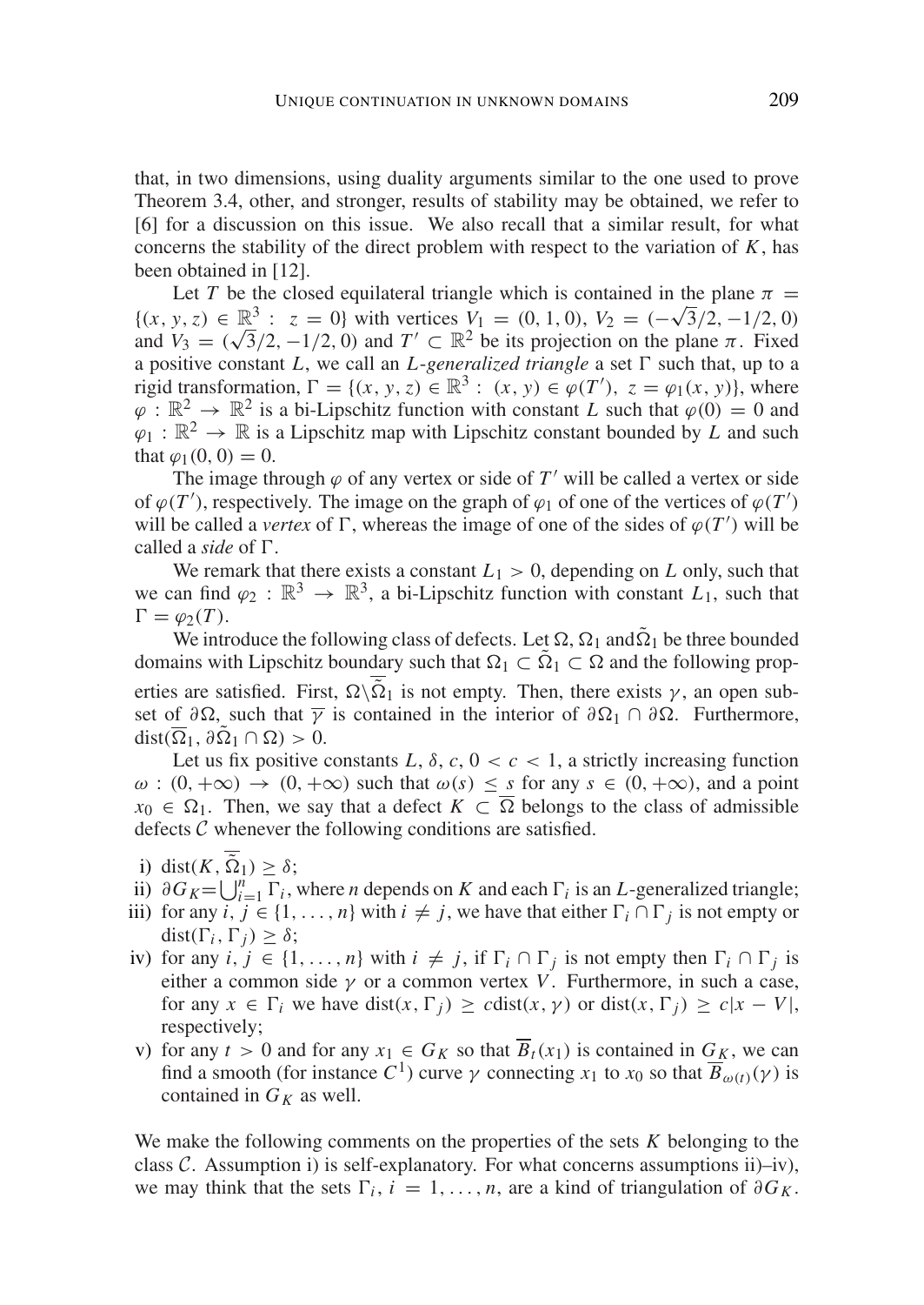that, in two dimensions, using duality arguments similar to the one used to prove Theorem 3.4, other, and stronger, results of stability may be obtained, we refer to [6] for a discussion on this issue. We also recall that a similar result, for what concerns the stability of the direct problem with respect to the variation of $K$, has been obtained in [12].

Let $T$ be the closed equilateral triangle which is contained in the plane $\pi = \{(x, y, z) \in \mathbb{R}^3 : z = 0\}$ with vertices $V_1 = (0, 1, 0)$, $V_2 = (-\sqrt{3}/2, -1/2, 0)$ and $V_3 = (\sqrt{3}/2, -1/2, 0)$ and $T' \subset \mathbb{R}^2$ be its projection on the plane $\pi$. Fixed a positive constant $L$, we call an *L-generalized triangle* a set $\Gamma$ such that, up to a rigid transformation, $\Gamma = \{(x, y, z) \in \mathbb{R}^3 : (x, y) \in \varphi(T'),\ z = \varphi_1(x, y)\}$, where $\varphi : \mathbb{R}^2 \to \mathbb{R}^2$ is a bi-Lipschitz function with constant $L$ such that $\varphi(0) = 0$ and $\varphi_1 : \mathbb{R}^2 \to \mathbb{R}$ is a Lipschitz map with Lipschitz constant bounded by $L$ and such that $\varphi_1(0, 0) = 0$.

The image through $\varphi$ of any vertex or side of $T'$ will be called a vertex or side of $\varphi(T')$, respectively. The image on the graph of $\varphi_1$ of one of the vertices of $\varphi(T')$ will be called a *vertex* of $\Gamma$, whereas the image of one of the sides of $\varphi(T')$ will be called a *side* of $\Gamma$.

We remark that there exists a constant $L_1 > 0$, depending on $L$ only, such that we can find $\varphi_2 : \mathbb{R}^3 \to \mathbb{R}^3$, a bi-Lipschitz function with constant $L_1$, such that $\Gamma = \varphi_2(T)$.

We introduce the following class of defects. Let $\Omega$, $\Omega_1$ and $\tilde{\Omega}_1$ be three bounded domains with Lipschitz boundary such that $\Omega_1 \subset \tilde{\Omega}_1 \subset \Omega$ and the following properties are satisfied. First, $\Omega \backslash \overline{\tilde{\Omega}}_1$ is not empty. Then, there exists $\gamma$, an open subset of $\partial\Omega$, such that $\overline{\gamma}$ is contained in the interior of $\partial\Omega_1 \cap \partial\Omega$. Furthermore, $\operatorname{dist}(\overline{\Omega}_1, \partial\tilde{\Omega}_1 \cap \Omega) > 0$.

Let us fix positive constants $L$, $\delta$, $c$, $0 < c < 1$, a strictly increasing function $\omega : (0, +\infty) \to (0, +\infty)$ such that $\omega(s) \leq s$ for any $s \in (0, +\infty)$, and a point $x_0 \in \Omega_1$. Then, we say that a defect $K \subset \overline{\Omega}$ belongs to the class of admissible defects $\mathcal{C}$ whenever the following conditions are satisfied.

i) $\operatorname{dist}(K, \overline{\tilde{\Omega}}_1) \geq \delta$;
ii) $\partial G_K = \bigcup_{i=1}^{n} \Gamma_i$, where $n$ depends on $K$ and each $\Gamma_i$ is an $L$-generalized triangle;
iii) for any $i, j \in \{1, \ldots, n\}$ with $i \neq j$, we have that either $\Gamma_i \cap \Gamma_j$ is not empty or $\operatorname{dist}(\Gamma_i, \Gamma_j) \geq \delta$;
iv) for any $i, j \in \{1, \ldots, n\}$ with $i \neq j$, if $\Gamma_i \cap \Gamma_j$ is not empty then $\Gamma_i \cap \Gamma_j$ is either a common side $\gamma$ or a common vertex $V$. Furthermore, in such a case, for any $x \in \Gamma_i$ we have $\operatorname{dist}(x, \Gamma_j) \geq c \operatorname{dist}(x, \gamma)$ or $\operatorname{dist}(x, \Gamma_j) \geq c|x - V|$, respectively;
v) for any $t > 0$ and for any $x_1 \in G_K$ so that $\overline{B}_t(x_1)$ is contained in $G_K$, we can find a smooth (for instance $C^1$) curve $\gamma$ connecting $x_1$ to $x_0$ so that $\overline{B}_{\omega(t)}(\gamma)$ is contained in $G_K$ as well.

We make the following comments on the properties of the sets $K$ belonging to the class $\mathcal{C}$. Assumption i) is self-explanatory. For what concerns assumptions ii)–iv), we may think that the sets $\Gamma_i$, $i = 1, \ldots, n$, are a kind of triangulation of $\partial G_K$.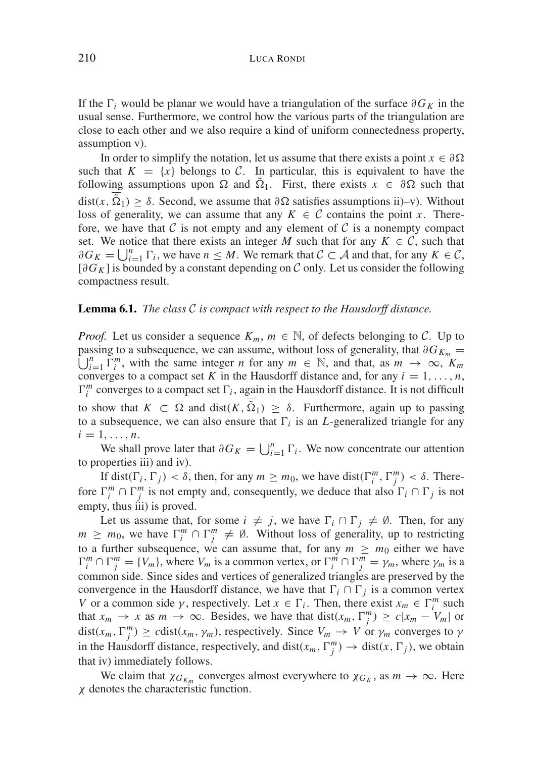If the $\Gamma_i$ would be planar we would have a triangulation of the surface $\partial G_K$ in the usual sense. Furthermore, we control how the various parts of the triangulation are close to each other and we also require a kind of uniform connectedness property, assumption v).

In order to simplify the notation, let us assume that there exists a point $x \in \partial\Omega$ such that $K = \{x\}$ belongs to $\mathcal{C}$. In particular, this is equivalent to have the following assumptions upon $\Omega$ and $\tilde{\Omega}_1$. First, there exists $x \in \partial\Omega$ such that $\mathrm{dist}(x, \overline{\tilde{\Omega}}_1) \geq \delta$. Second, we assume that $\partial\Omega$ satisfies assumptions ii)–v). Without loss of generality, we can assume that any $K \in \mathcal{C}$ contains the point $x$. Therefore, we have that $\mathcal{C}$ is not empty and any element of $\mathcal{C}$ is a nonempty compact set. We notice that there exists an integer $M$ such that for any $K \in \mathcal{C}$, such that $\partial G_K = \bigcup_{i=1}^n \Gamma_i$, we have $n \leq M$. We remark that $\mathcal{C} \subset \mathcal{A}$ and that, for any $K \in \mathcal{C}$, $[\partial G_K]$ is bounded by a constant depending on $\mathcal{C}$ only. Let us consider the following compactness result.

**Lemma 6.1.** *The class $\mathcal{C}$ is compact with respect to the Hausdorff distance.*

*Proof.* Let us consider a sequence $K_m$, $m \in \mathbb{N}$, of defects belonging to $\mathcal{C}$. Up to passing to a subsequence, we can assume, without loss of generality, that $\partial G_{K_m} = \bigcup_{i=1}^n \Gamma_i^m$, with the same integer $n$ for any $m \in \mathbb{N}$, and that, as $m \to \infty$, $K_m$ converges to a compact set $K$ in the Hausdorff distance and, for any $i = 1, \ldots, n$, $\Gamma_i^m$ converges to a compact set $\Gamma_i$, again in the Hausdorff distance. It is not difficult to show that $K \subset \overline{\Omega}$ and $\mathrm{dist}(K, \overline{\tilde{\Omega}}_1) \geq \delta$. Furthermore, again up to passing to a subsequence, we can also ensure that $\Gamma_i$ is an $L$-generalized triangle for any $i = 1, \ldots, n$.

We shall prove later that $\partial G_K = \bigcup_{i=1}^n \Gamma_i$. We now concentrate our attention to properties iii) and iv).

If $\mathrm{dist}(\Gamma_i, \Gamma_j) < \delta$, then, for any $m \geq m_0$, we have $\mathrm{dist}(\Gamma_i^m, \Gamma_j^m) < \delta$. Therefore $\Gamma_i^m \cap \Gamma_j^m$ is not empty and, consequently, we deduce that also $\Gamma_i \cap \Gamma_j$ is not empty, thus iii) is proved.

Let us assume that, for some $i \neq j$, we have $\Gamma_i \cap \Gamma_j \neq \emptyset$. Then, for any $m \geq m_0$, we have $\Gamma_i^m \cap \Gamma_j^m \neq \emptyset$. Without loss of generality, up to restricting to a further subsequence, we can assume that, for any $m \geq m_0$ either we have $\Gamma_i^m \cap \Gamma_j^m = \{V_m\}$, where $V_m$ is a common vertex, or $\Gamma_i^m \cap \Gamma_j^m = \gamma_m$, where $\gamma_m$ is a common side. Since sides and vertices of generalized triangles are preserved by the convergence in the Hausdorff distance, we have that $\Gamma_i \cap \Gamma_j$ is a common vertex $V$ or a common side $\gamma$, respectively. Let $x \in \Gamma_i$. Then, there exist $x_m \in \Gamma_i^m$ such that $x_m \to x$ as $m \to \infty$. Besides, we have that $\mathrm{dist}(x_m, \Gamma_j^m) \geq c|x_m - V_m|$ or $\mathrm{dist}(x_m, \Gamma_j^m) \geq c\,\mathrm{dist}(x_m, \gamma_m)$, respectively. Since $V_m \to V$ or $\gamma_m$ converges to $\gamma$ in the Hausdorff distance, respectively, and $\mathrm{dist}(x_m, \Gamma_j^m) \to \mathrm{dist}(x, \Gamma_j)$, we obtain that iv) immediately follows.

We claim that $\chi_{G_{K_m}}$ converges almost everywhere to $\chi_{G_K}$, as $m \to \infty$. Here $\chi$ denotes the characteristic function.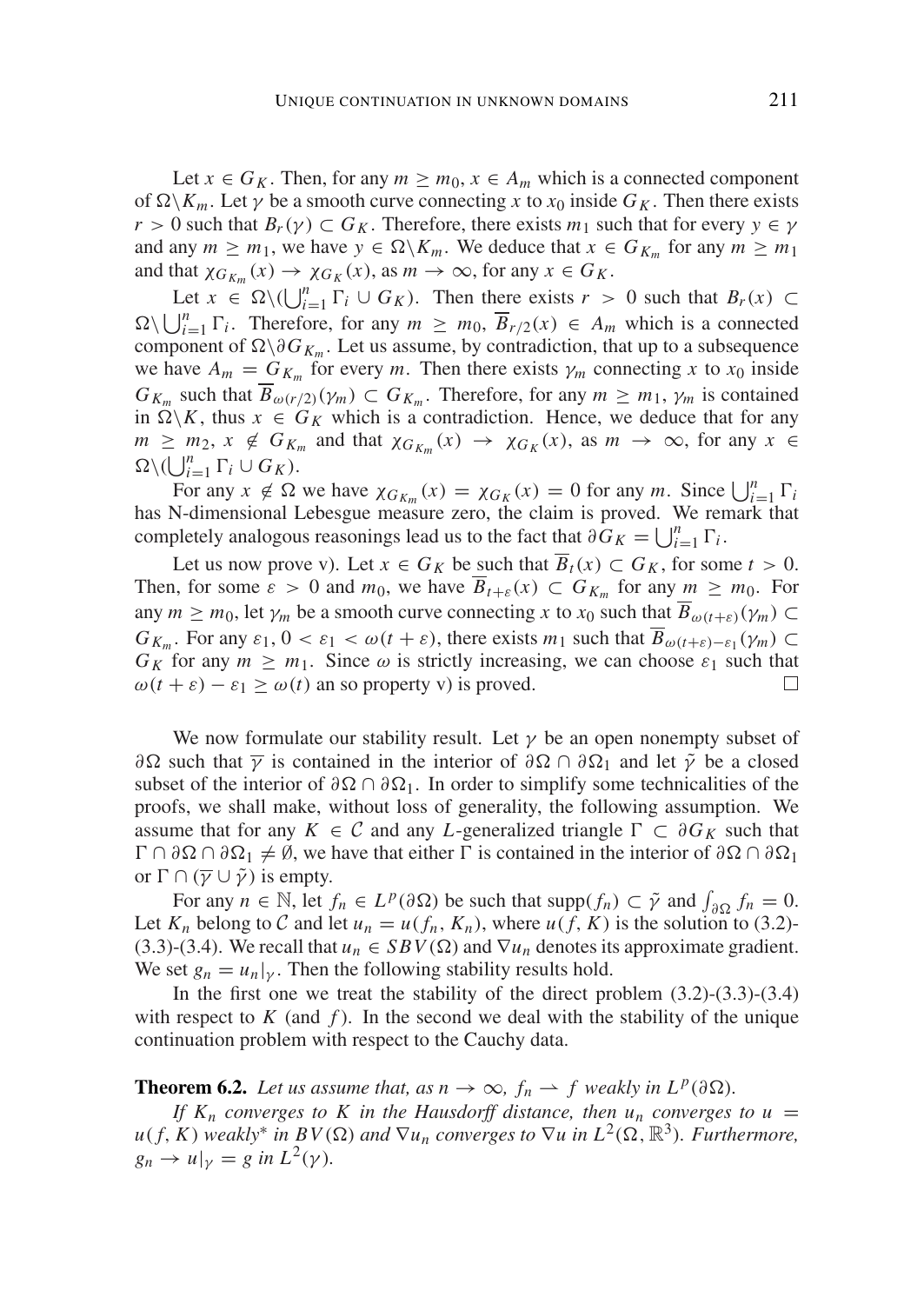Let $x \in G_K$. Then, for any $m \geq m_0$, $x \in A_m$ which is a connected component of $\Omega \backslash K_m$. Let $\gamma$ be a smooth curve connecting $x$ to $x_0$ inside $G_K$. Then there exists $r > 0$ such that $B_r(\gamma) \subset G_K$. Therefore, there exists $m_1$ such that for every $y \in \gamma$ and any $m \geq m_1$, we have $y \in \Omega \backslash K_m$. We deduce that $x \in G_{K_m}$ for any $m \geq m_1$ and that $\chi_{G_{K_m}}(x) \to \chi_{G_K}(x)$, as $m \to \infty$, for any $x \in G_K$.

Let $x \in \Omega \backslash (\bigcup_{i=1}^n \Gamma_i \cup G_K)$. Then there exists $r > 0$ such that $B_r(x) \subset \Omega \backslash \bigcup_{i=1}^n \Gamma_i$. Therefore, for any $m \geq m_0$, $\overline{B}_{r/2}(x) \in A_m$ which is a connected component of $\Omega \backslash \partial G_{K_m}$. Let us assume, by contradiction, that up to a subsequence we have $A_m = G_{K_m}$ for every $m$. Then there exists $\gamma_m$ connecting $x$ to $x_0$ inside $G_{K_m}$ such that $\overline{B}_{\omega(r/2)}(\gamma_m) \subset G_{K_m}$. Therefore, for any $m \geq m_1$, $\gamma_m$ is contained in $\Omega \backslash K$, thus $x \in G_K$ which is a contradiction. Hence, we deduce that for any $m \geq m_2$, $x \notin G_{K_m}$ and that $\chi_{G_{K_m}}(x) \to \chi_{G_K}(x)$, as $m \to \infty$, for any $x \in \Omega \backslash (\bigcup_{i=1}^n \Gamma_i \cup G_K)$.

For any $x \notin \Omega$ we have $\chi_{G_{K_m}}(x) = \chi_{G_K}(x) = 0$ for any $m$. Since $\bigcup_{i=1}^n \Gamma_i$ has N-dimensional Lebesgue measure zero, the claim is proved. We remark that completely analogous reasonings lead us to the fact that $\partial G_K = \bigcup_{i=1}^n \Gamma_i$.

Let us now prove v). Let $x \in G_K$ be such that $\overline{B}_t(x) \subset G_K$, for some $t > 0$. Then, for some $\varepsilon > 0$ and $m_0$, we have $\overline{B}_{t+\varepsilon}(x) \subset G_{K_m}$ for $m \geq m_0$. For any $m \geq m_0$, let $\gamma_m$ be a smooth curve connecting $x$ to $x_0$ such that $\overline{B}_{\omega(t+\varepsilon)}(\gamma_m) \subset G_{K_m}$. For any $\varepsilon_1$, $0 < \varepsilon_1 < \omega(t+\varepsilon)$, there exists $m_1$ such that $\overline{B}_{\omega(t+\varepsilon)-\varepsilon_1}(\gamma_m) \subset G_K$ for any $m \geq m_1$. Since $\omega$ is strictly increasing, we can choose $\varepsilon_1$ such that $\omega(t+\varepsilon) - \varepsilon_1 \geq \omega(t)$ an so property v) is proved. □

We now formulate our stability result. Let $\gamma$ be an open nonempty subset of $\partial\Omega$ such that $\overline{\gamma}$ is contained in the interior of $\partial\Omega \cap \partial\Omega_1$ and let $\tilde{\gamma}$ be a closed subset of the interior of $\partial\Omega \cap \partial\Omega_1$. In order to simplify some technicalities of the proofs, we shall make, without loss of generality, the following assumption. We assume that for any $K \in \mathcal{C}$ and any $L$-generalized triangle $\Gamma \subset \partial G_K$ such that $\Gamma \cap \partial\Omega \cap \partial\Omega_1 \neq \emptyset$, we have that either $\Gamma$ is contained in the interior of $\partial\Omega \cap \partial\Omega_1$ or $\Gamma \cap (\overline{\gamma} \cup \tilde{\gamma})$ is empty.

For any $n \in \mathbb{N}$, let $f_n \in L^p(\partial\Omega)$ be such that $\text{supp}(f_n) \subset \tilde{\gamma}$ and $\int_{\partial\Omega} f_n = 0$. Let $K_n$ belong to $\mathcal{C}$ and let $u_n = u(f_n, K_n)$, where $u(f, K)$ is the solution to (3.2)-(3.3)-(3.4). We recall that $u_n \in SBV(\Omega)$ and $\nabla u_n$ denotes its approximate gradient. We set $g_n = u_n|_\gamma$. Then the following stability results hold.

In the first one we treat the stability of the direct problem (3.2)-(3.3)-(3.4) with respect to $K$ (and $f$). In the second we deal with the stability of the unique continuation problem with respect to the Cauchy data.

**Theorem 6.2.** *Let us assume that, as $n \to \infty$, $f_n \rightharpoonup f$ weakly in $L^p(\partial\Omega)$.*

*If $K_n$ converges to $K$ in the Hausdorff distance, then $u_n$ converges to $u = u(f, K)$ weakly\* in $BV(\Omega)$ and $\nabla u_n$ converges to $\nabla u$ in $L^2(\Omega, \mathbb{R}^3)$. Furthermore, $g_n \to u|_\gamma = g$ in $L^2(\gamma)$.*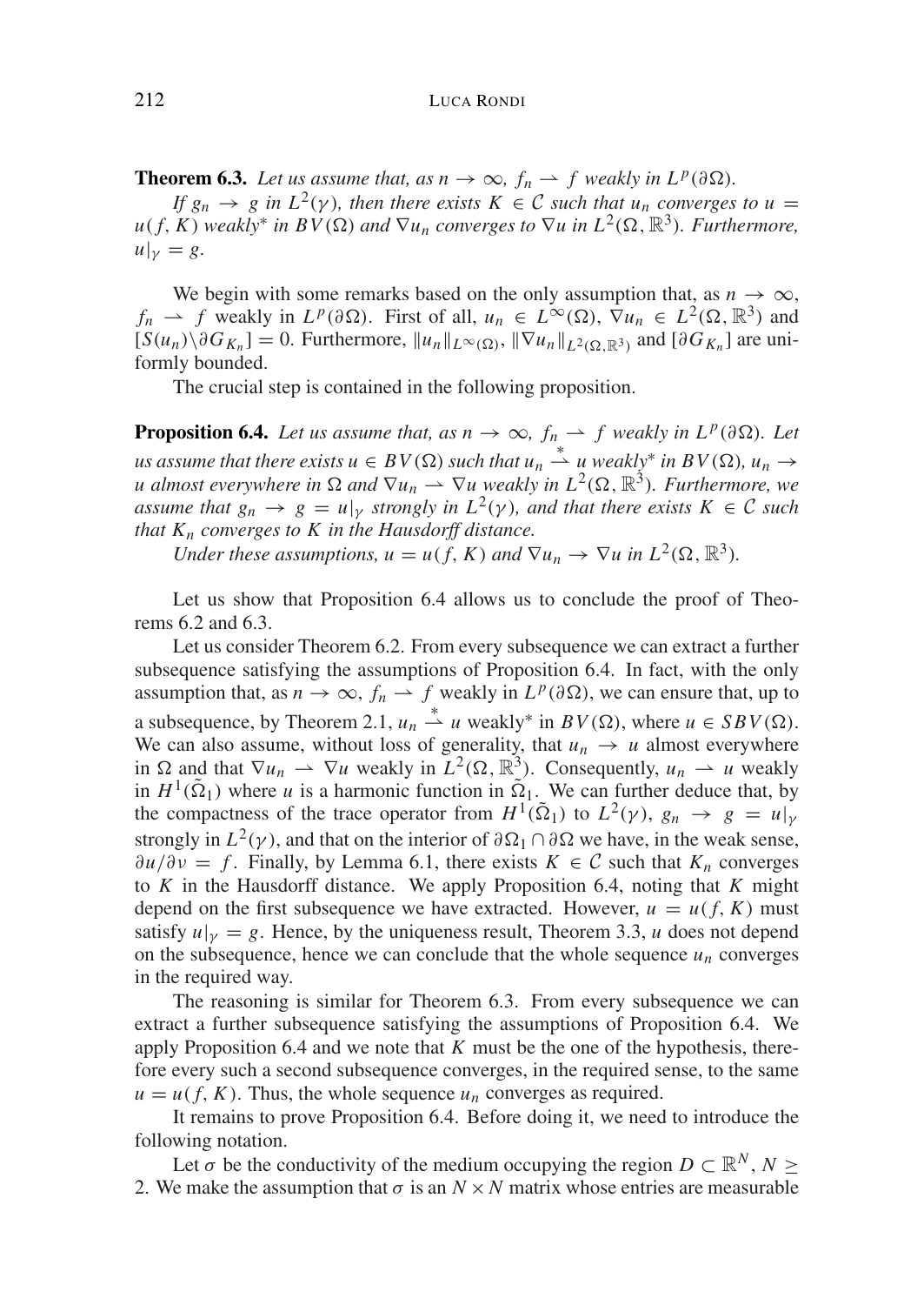**Theorem 6.3.** *Let us assume that, as $n \to \infty$, $f_n \rightharpoonup f$ weakly in $L^p(\partial\Omega)$.*

*If $g_n \to g$ in $L^2(\gamma)$, then there exists $K \in \mathcal{C}$ such that $u_n$ converges to $u = u(f, K)$ weakly\* in $BV(\Omega)$ and $\nabla u_n$ converges to $\nabla u$ in $L^2(\Omega, \mathbb{R}^3)$. Furthermore, $u|_\gamma = g$.*

We begin with some remarks based on the only assumption that, as $n \to \infty$, $f_n \rightharpoonup f$ weakly in $L^p(\partial\Omega)$. First of all, $u_n \in L^\infty(\Omega)$, $\nabla u_n \in L^2(\Omega, \mathbb{R}^3)$ and $[S(u_n)\backslash \partial G_{K_n}] = 0$. Furthermore, $\|u_n\|_{L^\infty(\Omega)}$, $\|\nabla u_n\|_{L^2(\Omega,\mathbb{R}^3)}$ and $[\partial G_{K_n}]$ are uniformly bounded.

The crucial step is contained in the following proposition.

**Proposition 6.4.** *Let us assume that, as $n \to \infty$, $f_n \rightharpoonup f$ weakly in $L^p(\partial\Omega)$. Let us assume that there exists $u \in BV(\Omega)$ such that $u_n \overset{*}{\rightharpoonup} u$ weakly\* in $BV(\Omega)$, $u_n \to u$ almost everywhere in $\Omega$ and $\nabla u_n \rightharpoonup \nabla u$ weakly in $L^2(\Omega, \mathbb{R}^3)$. Furthermore, we assume that $g_n \to g = u|_\gamma$ strongly in $L^2(\gamma)$, and that there exists $K \in \mathcal{C}$ such that $K_n$ converges to $K$ in the Hausdorff distance.*

*Under these assumptions, $u = u(f, K)$ and $\nabla u_n \to \nabla u$ in $L^2(\Omega, \mathbb{R}^3)$.*

Let us show that Proposition 6.4 allows us to conclude the proof of Theorems 6.2 and 6.3.

Let us consider Theorem 6.2. From every subsequence we can extract a further subsequence satisfying the assumptions of Proposition 6.4. In fact, with the only assumption that, as $n \to \infty$, $f_n \rightharpoonup f$ weakly in $L^p(\partial\Omega)$, we can ensure that, up to a subsequence, by Theorem 2.1, $u_n \overset{*}{\rightharpoonup} u$ weakly\* in $BV(\Omega)$, where $u \in SBV(\Omega)$. We can also assume, without loss of generality, that $u_n \to u$ almost everywhere in $\Omega$ and that $\nabla u_n \rightharpoonup \nabla u$ weakly in $L^2(\Omega, \mathbb{R}^3)$. Consequently, $u_n \rightharpoonup u$ weakly in $H^1(\tilde{\Omega}_1)$ where $u$ is a harmonic function in $\tilde{\Omega}_1$. We can further deduce that, by the compactness of the trace operator from $H^1(\tilde{\Omega}_1)$ to $L^2(\gamma)$, $g_n \to g = u|_\gamma$ strongly in $L^2(\gamma)$, and that on the interior of $\partial\Omega_1 \cap \partial\Omega$ we have, in the weak sense, $\partial u/\partial \nu = f$. Finally, by Lemma 6.1, there exists $K \in \mathcal{C}$ such that $K_n$ converges to $K$ in the Hausdorff distance. We apply Proposition 6.4, noting that $K$ might depend on the first subsequence we have extracted. However, $u = u(f, K)$ must satisfy $u|_\gamma = g$. Hence, by the uniqueness result, Theorem 3.3, $u$ does not depend on the subsequence, hence we can conclude that the whole sequence $u_n$ converges in the required way.

The reasoning is similar for Theorem 6.3. From every subsequence we can extract a further subsequence satisfying the assumptions of Proposition 6.4. We apply Proposition 6.4 and we note that $K$ must be the one of the hypothesis, therefore every such a second subsequence converges, in the required sense, to the same $u = u(f, K)$. Thus, the whole sequence $u_n$ converges as required.

It remains to prove Proposition 6.4. Before doing it, we need to introduce the following notation.

Let $\sigma$ be the conductivity of the medium occupying the region $D \subset \mathbb{R}^N$, $N \geq 2$. We make the assumption that $\sigma$ is an $N \times N$ matrix whose entries are measurable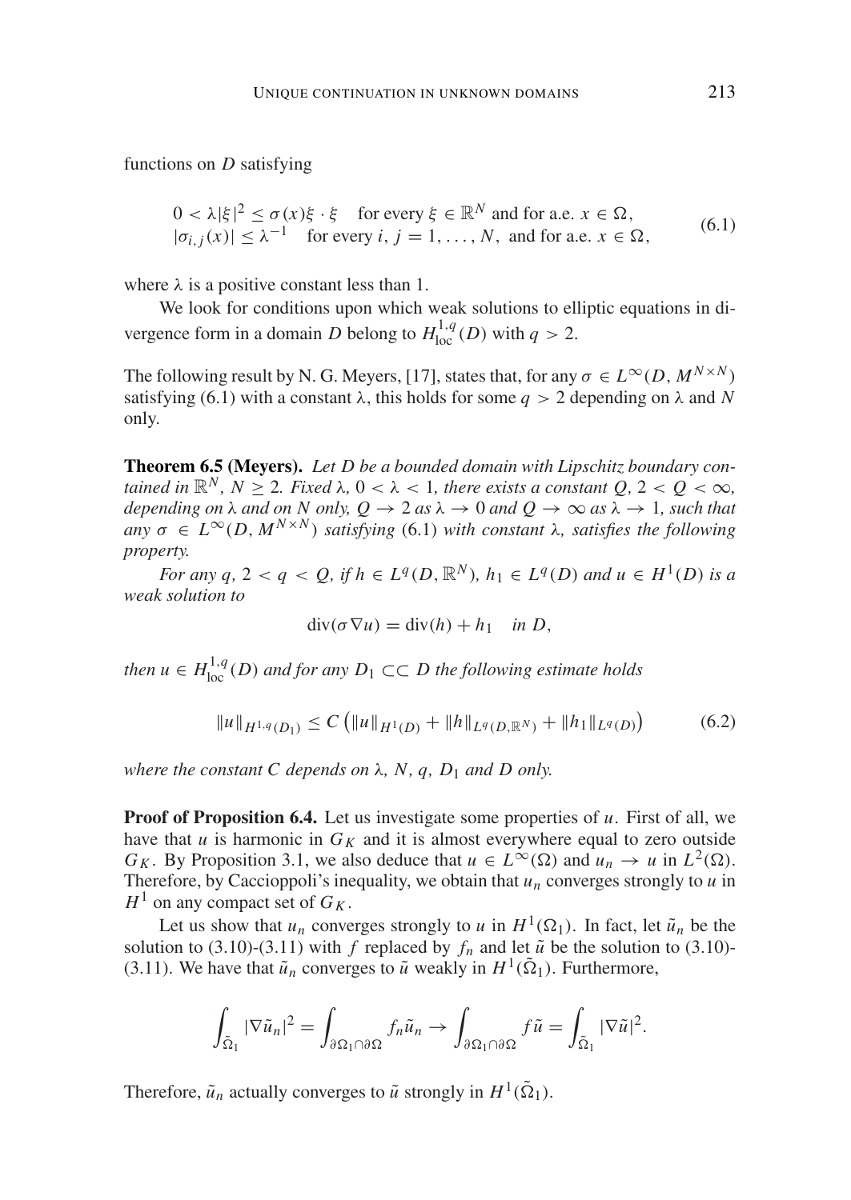functions on $D$ satisfying

$$
\begin{aligned}
&0<\lambda|\xi|^2\leq \sigma(x)\xi\cdot\xi \quad \text{for every } \xi\in\mathbb{R}^N \text{ and for a.e. } x\in\Omega,\\
&|\sigma_{i,j}(x)|\leq \lambda^{-1} \quad \text{for every } i,j=1,\ldots,N, \text{ and for a.e. } x\in\Omega,
\end{aligned}
\tag{6.1}
$$

where $\lambda$ is a positive constant less than 1.

We look for conditions upon which weak solutions to elliptic equations in divergence form in a domain $D$ belong to $H^{1,q}_{\text{loc}}(D)$ with $q>2$.

The following result by N. G. Meyers, [17], states that, for any $\sigma\in L^\infty(D,M^{N\times N})$ satisfying (6.1) with a constant $\lambda$, this holds for some $q>2$ depending on $\lambda$ and $N$ only.

**Theorem 6.5 (Meyers).** *Let $D$ be a bounded domain with Lipschitz boundary contained in $\mathbb{R}^N$, $N\geq 2$. Fixed $\lambda$, $0<\lambda<1$, there exists a constant $Q$, $2<Q<\infty$, depending on $\lambda$ and on $N$ only, $Q\to 2$ as $\lambda\to 0$ and $Q\to\infty$ as $\lambda\to 1$, such that any $\sigma\in L^\infty(D,M^{N\times N})$ satisfying* (6.1) *with constant $\lambda$, satisfies the following property.*

*For any $q$, $2<q<Q$, if $h\in L^q(D,\mathbb{R}^N)$, $h_1\in L^q(D)$ and $u\in H^1(D)$ is a weak solution to*

$$
\operatorname{div}(\sigma\nabla u)=\operatorname{div}(h)+h_1 \quad \text{in } D,
$$

*then $u\in H^{1,q}_{\text{loc}}(D)$ and for any $D_1\subset\subset D$ the following estimate holds*

$$
\|u\|_{H^{1,q}(D_1)}\leq C\left(\|u\|_{H^1(D)}+\|h\|_{L^q(D,\mathbb{R}^N)}+\|h_1\|_{L^q(D)}\right)
\tag{6.2}
$$

*where the constant $C$ depends on $\lambda$, $N$, $q$, $D_1$ and $D$ only.*

**Proof of Proposition 6.4.** Let us investigate some properties of $u$. First of all, we have that $u$ is harmonic in $G_K$ and it is almost everywhere equal to zero outside $G_K$. By Proposition 3.1, we also deduce that $u\in L^\infty(\Omega)$ and $u_n\to u$ in $L^2(\Omega)$. Therefore, by Caccioppoli's inequality, we obtain that $u_n$ converges strongly to $u$ in $H^1$ on any compact set of $G_K$.

Let us show that $u_n$ converges strongly to $u$ in $H^1(\Omega_1)$. In fact, let $\tilde{u}_n$ be the solution to (3.10)-(3.11) with $f$ replaced by $f_n$ and let $\tilde{u}$ be the solution to (3.10)-(3.11). We have that $\tilde{u}_n$ converges to $\tilde{u}$ weakly in $H^1(\tilde{\Omega}_1)$. Furthermore,

$$
\int_{\tilde{\Omega}_1}|\nabla\tilde{u}_n|^2=\int_{\partial\Omega_1\cap\partial\Omega}f_n\tilde{u}_n\to\int_{\partial\Omega_1\cap\partial\Omega}f\tilde{u}=\int_{\tilde{\Omega}_1}|\nabla\tilde{u}|^2.
$$

Therefore, $\tilde{u}_n$ actually converges to $\tilde{u}$ strongly in $H^1(\tilde{\Omega}_1)$.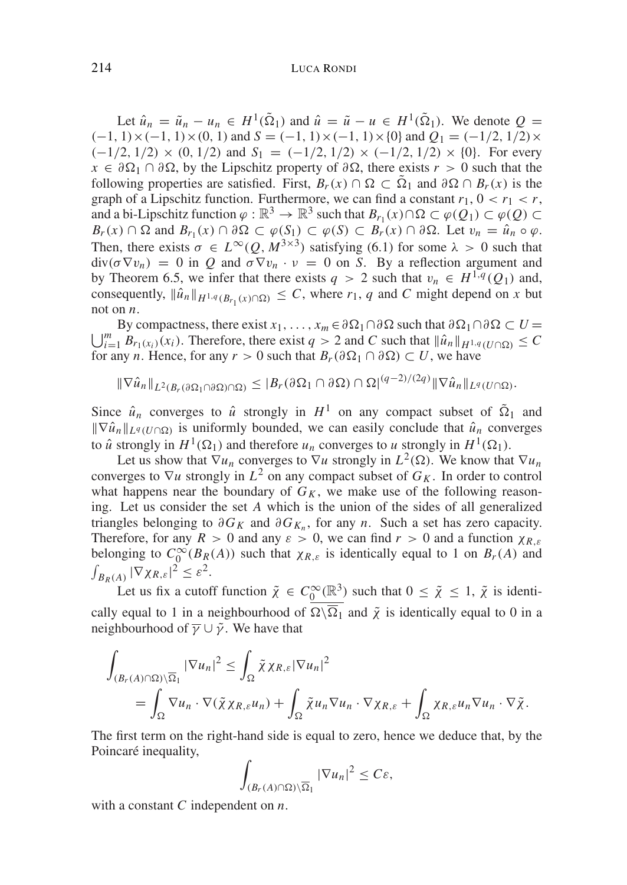Let $\hat{u}_n = \tilde{u}_n - u_n \in H^1(\tilde{\Omega}_1)$ and $\hat{u} = \tilde{u} - u \in H^1(\tilde{\Omega}_1)$. We denote $Q = (-1,1)\times(-1,1)\times(0,1)$ and $S = (-1,1)\times(-1,1)\times\{0\}$ and $Q_1 = (-1/2,1/2)\times(-1/2,1/2)\times(0,1/2)$ and $S_1 = (-1/2,1/2)\times(-1/2,1/2)\times\{0\}$. For every $x \in \partial\Omega_1 \cap \partial\Omega$, by the Lipschitz property of $\partial\Omega$, there exists $r > 0$ such that the following properties are satisfied. First, $B_r(x)\cap\Omega \subset \tilde{\Omega}_1$ and $\partial\Omega \cap B_r(x)$ is the graph of a Lipschitz function. Furthermore, we can find a constant $r_1$, $0 < r_1 < r$, and a bi-Lipschitz function $\varphi : \mathbb{R}^3 \to \mathbb{R}^3$ such that $B_{r_1}(x)\cap\Omega \subset \varphi(Q_1) \subset \varphi(Q) \subset B_r(x)\cap\Omega$ and $B_{r_1}(x)\cap\partial\Omega \subset \varphi(S_1) \subset \varphi(S) \subset B_r(x)\cap\partial\Omega$. Let $v_n = \hat{u}_n \circ \varphi$. Then, there exists $\sigma \in L^\infty(Q, M^{3\times 3})$ satisfying (6.1) for some $\lambda > 0$ such that $\operatorname{div}(\sigma\nabla v_n) = 0$ in $Q$ and $\sigma\nabla v_n \cdot \nu = 0$ on $S$. By a reflection argument and by Theorem 6.5, we infer that there exists $q > 2$ such that $v_n \in H^{1,q}(Q_1)$ and, consequently, $\|\hat{u}_n\|_{H^{1,q}(B_{r_1}(x)\cap\Omega)} \leq C$, where $r_1$, $q$ and $C$ might depend on $x$ but not on $n$.

By compactness, there exist $x_1,\ldots,x_m \in \partial\Omega_1\cap\partial\Omega$ such that $\partial\Omega_1\cap\partial\Omega \subset U = \bigcup_{i=1}^m B_{r_1(x_i)}(x_i)$. Therefore, there exist $q > 2$ and $C$ such that $\|\hat{u}_n\|_{H^{1,q}(U\cap\Omega)} \leq C$ for any $n$. Hence, for any $r > 0$ such that $B_r(\partial\Omega_1\cap\partial\Omega) \subset U$, we have

$$\|\nabla\hat{u}_n\|_{L^2(B_r(\partial\Omega_1\cap\partial\Omega)\cap\Omega)} \leq |B_r(\partial\Omega_1\cap\partial\Omega)\cap\Omega|^{(q-2)/(2q)}\|\nabla\hat{u}_n\|_{L^q(U\cap\Omega)}.$$

Since $\hat{u}_n$ converges to $\hat{u}$ strongly in $H^1$ on any compact subset of $\tilde{\Omega}_1$ and $\|\nabla\hat{u}_n\|_{L^q(U\cap\Omega)}$ is uniformly bounded, we can easily conclude that $\hat{u}_n$ converges to $\hat{u}$ strongly in $H^1(\Omega_1)$ and therefore $u_n$ converges to $u$ strongly in $H^1(\Omega_1)$.

Let us show that $\nabla u_n$ converges to $\nabla u$ strongly in $L^2(\Omega)$. We know that $\nabla u_n$ converges to $\nabla u$ strongly in $L^2$ on any compact subset of $G_K$. In order to control what happens near the boundary of $G_K$, we make use of the following reasoning. Let us consider the set $A$ which is the union of the sides of all generalized triangles belonging to $\partial G_K$ and $\partial G_{K_n}$, for any $n$. Such a set has zero capacity. Therefore, for any $R > 0$ and any $\varepsilon > 0$, we can find $r > 0$ and a function $\chi_{R,\varepsilon}$ belonging to $C_0^\infty(B_R(A))$ such that $\chi_{R,\varepsilon}$ is identically equal to 1 on $B_r(A)$ and $\int_{B_R(A)}|\nabla\chi_{R,\varepsilon}|^2 \leq \varepsilon^2$.

Let us fix a cutoff function $\tilde{\chi} \in C_0^\infty(\mathbb{R}^3)$ such that $0 \leq \tilde{\chi} \leq 1$, $\tilde{\chi}$ is identically equal to 1 in a neighbourhood of $\overline{\Omega\backslash\overline{\Omega}_1}$ and $\tilde{\chi}$ is identically equal to 0 in a neighbourhood of $\overline{\gamma}\cup\tilde{\gamma}$. We have that

$$\begin{aligned}\int_{(B_r(A)\cap\Omega)\backslash\overline{\Omega}_1}|\nabla u_n|^2 &\leq \int_\Omega \tilde{\chi}\chi_{R,\varepsilon}|\nabla u_n|^2\\ &= \int_\Omega \nabla u_n\cdot\nabla(\tilde{\chi}\chi_{R,\varepsilon}u_n) + \int_\Omega \tilde{\chi}u_n\nabla u_n\cdot\nabla\chi_{R,\varepsilon} + \int_\Omega \chi_{R,\varepsilon}u_n\nabla u_n\cdot\nabla\tilde{\chi}.\end{aligned}$$

The first term on the right-hand side is equal to zero, hence we deduce that, by the Poincaré inequality,

$$\int_{(B_r(A)\cap\Omega)\backslash\overline{\Omega}_1}|\nabla u_n|^2 \leq C\varepsilon,$$

with a constant $C$ independent on $n$.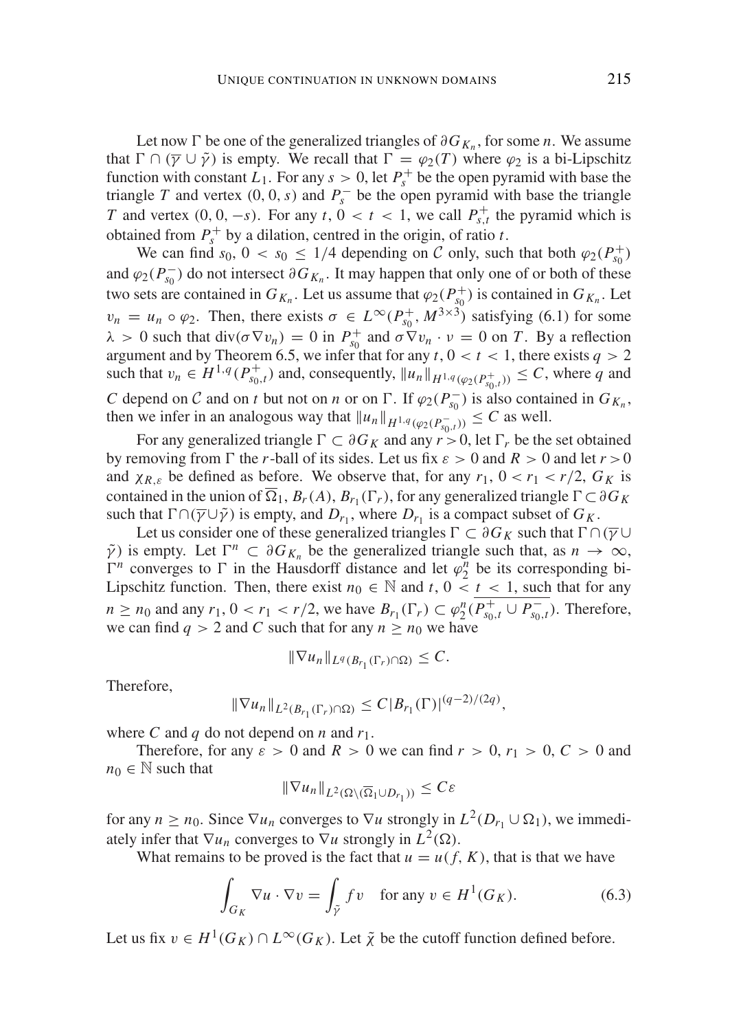Let now $\Gamma$ be one of the generalized triangles of $\partial G_{K_n}$, for some $n$. We assume that $\Gamma \cap (\overline{\gamma} \cup \tilde{\gamma})$ is empty. We recall that $\Gamma = \varphi_2(T)$ where $\varphi_2$ is a bi-Lipschitz function with constant $L_1$. For any $s > 0$, let $P_s^+$ be the open pyramid with base the triangle $T$ and vertex $(0, 0, s)$ and $P_s^-$ be the open pyramid with base the triangle $T$ and vertex $(0, 0, -s)$. For any $t$, $0 < t < 1$, we call $P_{s,t}^+$ the pyramid which is obtained from $P_s^+$ by a dilation, centred in the origin, of ratio $t$.

We can find $s_0$, $0 < s_0 \leq 1/4$ depending on $\mathcal{C}$ only, such that both $\varphi_2(P_{s_0}^+)$ and $\varphi_2(P_{s_0}^-)$ do not intersect $\partial G_{K_n}$. It may happen that only one of or both of these two sets are contained in $G_{K_n}$. Let us assume that $\varphi_2(P_{s_0}^+)$ is contained in $G_{K_n}$. Let $v_n = u_n \circ \varphi_2$. Then, there exists $\sigma \in L^\infty(P_{s_0}^+, M^{3\times 3})$ satisfying (6.1) for some $\lambda > 0$ such that $\operatorname{div}(\sigma \nabla v_n) = 0$ in $P_{s_0}^+$ and $\sigma \nabla v_n \cdot \nu = 0$ on $T$. By a reflection argument and by Theorem 6.5, we infer that for any $t$, $0 < t < 1$, there exists $q > 2$ such that $v_n \in H^{1,q}(P_{s_0,t}^+)$ and, consequently, $\|u_n\|_{H^{1,q}(\varphi_2(P_{s_0,t}^+))} \leq C$, where $q$ and $C$ depend on $\mathcal{C}$ and on $t$ but not on $n$ or on $\Gamma$. If $\varphi_2(P_{s_0}^-)$ is also contained in $G_{K_n}$, then we infer in an analogous way that $\|u_n\|_{H^{1,q}(\varphi_2(P_{s_0,t}^-))} \leq C$ as well.

For any generalized triangle $\Gamma \subset \partial G_K$ and any $r > 0$, let $\Gamma_r$ be the set obtained by removing from $\Gamma$ the $r$-ball of its sides. Let us fix $\varepsilon > 0$ and $R > 0$ and let $r > 0$ and $\chi_{R,\varepsilon}$ be defined as before. We observe that, for any $r_1$, $0 < r_1 < r/2$, $G_K$ is contained in the union of $\overline{\Omega}_1$, $B_r(A)$, $B_{r_1}(\Gamma_r)$, for any generalized triangle $\Gamma \subset \partial G_K$ such that $\Gamma \cap (\overline{\gamma} \cup \tilde{\gamma})$ is empty, and $D_{r_1}$, where $D_{r_1}$ is a compact subset of $G_K$.

Let us consider one of these generalized triangles $\Gamma \subset \partial G_K$ such that $\Gamma \cap (\overline{\gamma} \cup \tilde{\gamma})$ is empty. Let $\Gamma^n \subset \partial G_{K_n}$ be the generalized triangle such that, as $n \to \infty$, $\Gamma^n$ converges to $\Gamma$ in the Hausdorff distance and let $\varphi_2^n$ be its corresponding bi-Lipschitz function. Then, there exist $n_0 \in \mathbb{N}$ and $t$, $0 < t < 1$, such that for any $n \geq n_0$ and any $r_1$, $0 < r_1 < r/2$, we have $B_{r_1}(\Gamma_r) \subset \varphi_2^n(\overline{P_{s_0,t}^+ \cup P_{s_0,t}^-})$. Therefore, we can find $q > 2$ and $C$ such that for any $n \geq n_0$ we have

$$\|\nabla u_n\|_{L^q(B_{r_1}(\Gamma_r)\cap\Omega)} \leq C.$$

Therefore,

$$\|\nabla u_n\|_{L^2(B_{r_1}(\Gamma_r)\cap\Omega)} \leq C|B_{r_1}(\Gamma)|^{(q-2)/(2q)},$$

where $C$ and $q$ do not depend on $n$ and $r_1$.

Therefore, for any $\varepsilon > 0$ and $R > 0$ we can find $r > 0$, $r_1 > 0$, $C > 0$ and $n_0 \in \mathbb{N}$ such that

$$\|\nabla u_n\|_{L^2(\Omega\setminus(\overline{\Omega}_1 \cup D_{r_1}))} \leq C\varepsilon$$

for any $n \geq n_0$. Since $\nabla u_n$ converges to $\nabla u$ strongly in $L^2(D_{r_1} \cup \Omega_1)$, we immediately infer that $\nabla u_n$ converges to $\nabla u$ strongly in $L^2(\Omega)$.

What remains to be proved is the fact that $u = u(f, K)$, that is that we have

$$\int_{G_K} \nabla u \cdot \nabla v = \int_{\tilde{\gamma}} f v \quad \text{for any } v \in H^1(G_K). \tag{6.3}$$

Let us fix $v \in H^1(G_K) \cap L^\infty(G_K)$. Let $\tilde{\chi}$ be the cutoff function defined before.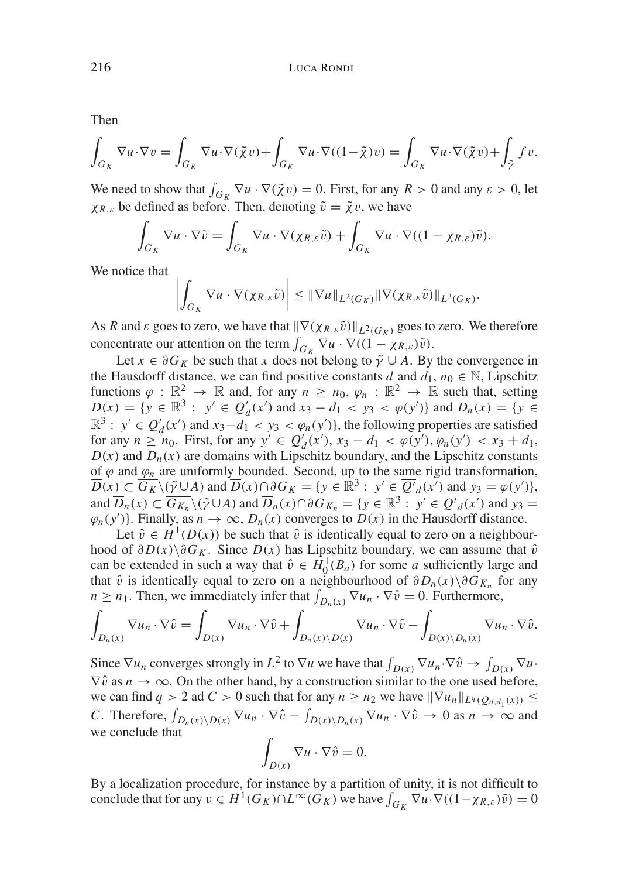Then

$$\int_{G_K} \nabla u \cdot \nabla v = \int_{G_K} \nabla u \cdot \nabla(\tilde{\chi} v) + \int_{G_K} \nabla u \cdot \nabla((1-\tilde{\chi})v) = \int_{G_K} \nabla u \cdot \nabla(\tilde{\chi} v) + \int_{\tilde{\gamma}} f v.$$

We need to show that $\int_{G_K} \nabla u \cdot \nabla(\tilde{\chi} v) = 0$. First, for any $R > 0$ and any $\varepsilon > 0$, let $\chi_{R,\varepsilon}$ be defined as before. Then, denoting $\tilde{v} = \tilde{\chi} v$, we have

$$\int_{G_K} \nabla u \cdot \nabla \tilde{v} = \int_{G_K} \nabla u \cdot \nabla(\chi_{R,\varepsilon} \tilde{v}) + \int_{G_K} \nabla u \cdot \nabla((1-\chi_{R,\varepsilon})\tilde{v}).$$

We notice that

$$\left| \int_{G_K} \nabla u \cdot \nabla(\chi_{R,\varepsilon} \tilde{v}) \right| \leq \|\nabla u\|_{L^2(G_K)} \|\nabla(\chi_{R,\varepsilon} \tilde{v})\|_{L^2(G_K)}.$$

As $R$ and $\varepsilon$ goes to zero, we have that $\|\nabla(\chi_{R,\varepsilon} \tilde{v})\|_{L^2(G_K)}$ goes to zero. We therefore concentrate our attention on the term $\int_{G_K} \nabla u \cdot \nabla((1-\chi_{R,\varepsilon})\tilde{v})$.

Let $x \in \partial G_K$ be such that $x$ does not belong to $\tilde{\gamma} \cup A$. By the convergence in the Hausdorff distance, we can find positive constants $d$ and $d_1$, $n_0 \in \mathbb{N}$, Lipschitz functions $\varphi : \mathbb{R}^2 \to \mathbb{R}$ and, for any $n \geq n_0$, $\varphi_n : \mathbb{R}^2 \to \mathbb{R}$ such that, setting $D(x) = \{y \in \mathbb{R}^3 : \ y' \in Q'_d(x') \text{ and } x_3 - d_1 < y_3 < \varphi(y')\}$ and $D_n(x) = \{y \in \mathbb{R}^3 : \ y' \in Q'_d(x') \text{ and } x_3 - d_1 < y_3 < \varphi_n(y')\}$, the following properties are satisfied for any $n \geq n_0$. First, for any $y' \in Q'_d(x')$, $x_3 - d_1 < \varphi(y'), \varphi_n(y') < x_3 + d_1$, $D(x)$ and $D_n(x)$ are domains with Lipschitz boundary, and the Lipschitz constants of $\varphi$ and $\varphi_n$ are uniformly bounded. Second, up to the same rigid transformation, $\overline{D}(x) \subset \overline{G_K} \backslash (\tilde{\gamma} \cup A)$ and $\overline{D}(x) \cap \partial G_K = \{y \in \mathbb{R}^3 : \ y' \in \overline{Q'}_d(x') \text{ and } y_3 = \varphi(y')\}$, and $\overline{D}_n(x) \subset \overline{G_{K_n}} \backslash (\tilde{\gamma} \cup A)$ and $\overline{D}_n(x) \cap \partial G_{K_n} = \{y \in \mathbb{R}^3 : \ y' \in \overline{Q'}_d(x') \text{ and } y_3 = \varphi_n(y')\}$. Finally, as $n \to \infty$, $D_n(x)$ converges to $D(x)$ in the Hausdorff distance.

Let $\hat{v} \in H^1(D(x))$ be such that $\hat{v}$ is identically equal to zero on a neighbourhood of $\partial D(x) \backslash \partial G_K$. Since $D(x)$ has Lipschitz boundary, we can assume that $\hat{v}$ can be extended in such a way that $\hat{v} \in H^1_0(B_a)$ for some $a$ sufficiently large and that $\hat{v}$ is identically equal to zero on a neighbourhood of $\partial D_n(x) \backslash \partial G_{K_n}$ for any $n \geq n_1$. Then, we immediately infer that $\int_{D_n(x)} \nabla u_n \cdot \nabla \hat{v} = 0$. Furthermore,

$$\int_{D_n(x)} \nabla u_n \cdot \nabla \hat{v} = \int_{D(x)} \nabla u_n \cdot \nabla \hat{v} + \int_{D_n(x) \backslash D(x)} \nabla u_n \cdot \nabla \hat{v} - \int_{D(x) \backslash D_n(x)} \nabla u_n \cdot \nabla \hat{v}.$$

Since $\nabla u_n$ converges strongly in $L^2$ to $\nabla u$ we have that $\int_{D(x)} \nabla u_n \cdot \nabla \hat{v} \to \int_{D(x)} \nabla u \cdot \nabla \hat{v}$ as $n \to \infty$. On the other hand, by a construction similar to the one used before, we can find $q > 2$ ad $C > 0$ such that for any $n \geq n_2$ we have $\|\nabla u_n\|_{L^q(Q_{d,d_1}(x))} \leq C$. Therefore, $\int_{D_n(x) \backslash D(x)} \nabla u_n \cdot \nabla \hat{v} - \int_{D(x) \backslash D_n(x)} \nabla u_n \cdot \nabla \hat{v} \to 0$ as $n \to \infty$ and we conclude that

$$\int_{D(x)} \nabla u \cdot \nabla \hat{v} = 0.$$

By a localization procedure, for instance by a partition of unity, it is not difficult to conclude that for any $v \in H^1(G_K) \cap L^\infty(G_K)$ we have $\int_{G_K} \nabla u \cdot \nabla((1-\chi_{R,\varepsilon})\tilde{v}) = 0$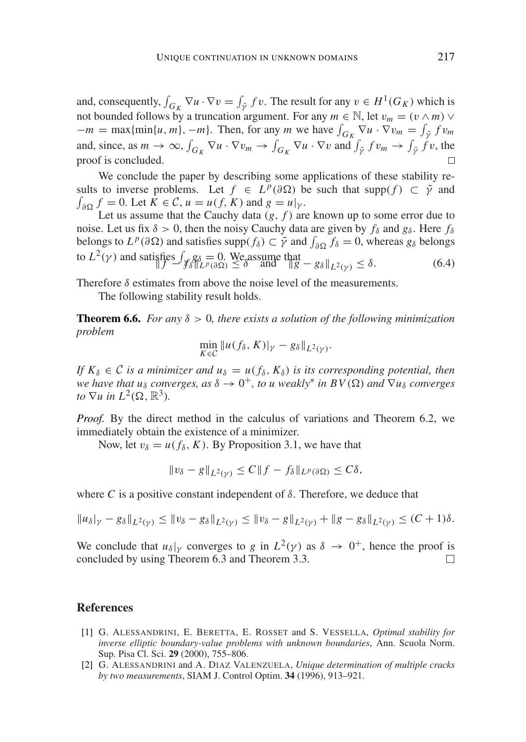and, consequently, $\int_{G_K} \nabla u \cdot \nabla v = \int_{\tilde{\gamma}} f v$. The result for any $v \in H^1(G_K)$ which is not bounded follows by a truncation argument. For any $m \in \mathbb{N}$, let $v_m = (v \wedge m) \vee -m = \max\{\min\{u, m\}, -m\}$. Then, for any $m$ we have $\int_{G_K} \nabla u \cdot \nabla v_m = \int_{\tilde{\gamma}} f v_m$ and, since, as $m \to \infty$, $\int_{G_K} \nabla u \cdot \nabla v_m \to \int_{G_K} \nabla u \cdot \nabla v$ and $\int_{\tilde{\gamma}} f v_m \to \int_{\tilde{\gamma}} f v$, the proof is concluded. □

We conclude the paper by describing some applications of these stability results to inverse problems. Let $f \in L^p(\partial\Omega)$ be such that $\mathrm{supp}(f) \subset \tilde{\gamma}$ and $\int_{\partial\Omega} f = 0$. Let $K \in \mathcal{C}$, $u = u(f, K)$ and $g = u|_\gamma$.

Let us assume that the Cauchy data $(g, f)$ are known up to some error due to noise. Let us fix $\delta > 0$, then the noisy Cauchy data are given by $f_\delta$ and $g_\delta$. Here $f_\delta$ belongs to $L^p(\partial\Omega)$ and satisfies $\mathrm{supp}(f_\delta) \subset \tilde{\gamma}$ and $\int_{\partial\Omega} f_\delta = 0$, whereas $g_\delta$ belongs to $L^2(\gamma)$ and satisfies $\int_\gamma g_\delta = 0$. We assume that

$$\|f - f_\delta\|_{L^p(\partial\Omega)} \leq \delta \quad \text{and} \quad \|g - g_\delta\|_{L^2(\gamma)} \leq \delta. \tag{6.4}$$

Therefore $\delta$ estimates from above the noise level of the measurements.

The following stability result holds.

**Theorem 6.6.** *For any $\delta > 0$, there exists a solution of the following minimization problem*

$$\min_{K \in \mathcal{C}} \|u(f_\delta, K)|_\gamma - g_\delta\|_{L^2(\gamma)}.$$

*If $K_\delta \in \mathcal{C}$ is a minimizer and $u_\delta = u(f_\delta, K_\delta)$ is its corresponding potential, then we have that $u_\delta$ converges, as $\delta \to 0^+$, to $u$ weakly\* in $BV(\Omega)$ and $\nabla u_\delta$ converges to $\nabla u$ in $L^2(\Omega, \mathbb{R}^3)$.*

*Proof.* By the direct method in the calculus of variations and Theorem 6.2, we immediately obtain the existence of a minimizer.

Now, let $v_\delta = u(f_\delta, K)$. By Proposition 3.1, we have that

$$\|v_\delta - g\|_{L^2(\gamma)} \leq C\|f - f_\delta\|_{L^p(\partial\Omega)} \leq C\delta,$$

where $C$ is a positive constant independent of $\delta$. Therefore, we deduce that

$$\|u_\delta|_\gamma - g_\delta\|_{L^2(\gamma)} \leq \|v_\delta - g_\delta\|_{L^2(\gamma)} \leq \|v_\delta - g\|_{L^2(\gamma)} + \|g - g_\delta\|_{L^2(\gamma)} \leq (C+1)\delta.$$

We conclude that $u_\delta|_\gamma$ converges to $g$ in $L^2(\gamma)$ as $\delta \to 0^+$, hence the proof is concluded by using Theorem 6.3 and Theorem 3.3. □

## References

[1] G. Alessandrini, E. Beretta, E. Rosset and S. Vessella, *Optimal stability for inverse elliptic boundary-value problems with unknown boundaries*, Ann. Scuola Norm. Sup. Pisa Cl. Sci. **29** (2000), 755–806.

[2] G. Alessandrini and A. Diaz Valenzuela, *Unique determination of multiple cracks by two measurements*, SIAM J. Control Optim. **34** (1996), 913–921.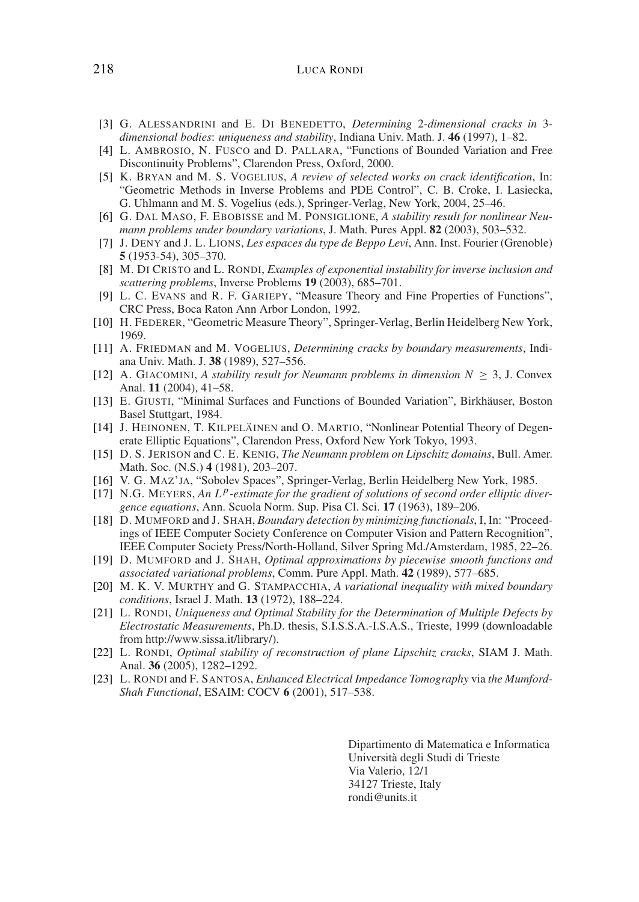[3] G. Alessandrini and E. Di Benedetto, *Determining* 2*-dimensional cracks in* 3*-dimensional bodies*: *uniqueness and stability*, Indiana Univ. Math. J. **46** (1997), 1–82.

[4] L. Ambrosio, N. Fusco and D. Pallara, "Functions of Bounded Variation and Free Discontinuity Problems", Clarendon Press, Oxford, 2000.

[5] K. Bryan and M. S. Vogelius, *A review of selected works on crack identification*, In: "Geometric Methods in Inverse Problems and PDE Control", C. B. Croke, I. Lasiecka, G. Uhlmann and M. S. Vogelius (eds.), Springer-Verlag, New York, 2004, 25–46.

[6] G. Dal Maso, F. Ebobisse and M. Ponsiglione, *A stability result for nonlinear Neumann problems under boundary variations*, J. Math. Pures Appl. **82** (2003), 503–532.

[7] J. Deny and J. L. Lions, *Les espaces du type de Beppo Levi*, Ann. Inst. Fourier (Grenoble) **5** (1953-54), 305–370.

[8] M. Di Cristo and L. Rondi, *Examples of exponential instability for inverse inclusion and scattering problems*, Inverse Problems **19** (2003), 685–701.

[9] L. C. Evans and R. F. Gariepy, "Measure Theory and Fine Properties of Functions", CRC Press, Boca Raton Ann Arbor London, 1992.

[10] H. Federer, "Geometric Measure Theory", Springer-Verlag, Berlin Heidelberg New York, 1969.

[11] A. Friedman and M. Vogelius, *Determining cracks by boundary measurements*, Indiana Univ. Math. J. **38** (1989), 527–556.

[12] A. Giacomini, *A stability result for Neumann problems in dimension $N \geq 3$*, J. Convex Anal. **11** (2004), 41–58.

[13] E. Giusti, "Minimal Surfaces and Functions of Bounded Variation", Birkhäuser, Boston Basel Stuttgart, 1984.

[14] J. Heinonen, T. Kilpeläinen and O. Martio, "Nonlinear Potential Theory of Degenerate Elliptic Equations", Clarendon Press, Oxford New York Tokyo, 1993.

[15] D. S. Jerison and C. E. Kenig, *The Neumann problem on Lipschitz domains*, Bull. Amer. Math. Soc. (N.S.) **4** (1981), 203–207.

[16] V. G. Maz'ja, "Sobolev Spaces", Springer-Verlag, Berlin Heidelberg New York, 1985.

[17] N.G. Meyers, *An $L^p$-estimate for the gradient of solutions of second order elliptic divergence equations*, Ann. Scuola Norm. Sup. Pisa Cl. Sci. **17** (1963), 189–206.

[18] D. Mumford and J. Shah, *Boundary detection by minimizing functionals*, I, In: "Proceedings of IEEE Computer Society Conference on Computer Vision and Pattern Recognition", IEEE Computer Society Press/North-Holland, Silver Spring Md./Amsterdam, 1985, 22–26.

[19] D. Mumford and J. Shah, *Optimal approximations by piecewise smooth functions and associated variational problems*, Comm. Pure Appl. Math. **42** (1989), 577–685.

[20] M. K. V. Murthy and G. Stampacchia, *A variational inequality with mixed boundary conditions*, Israel J. Math. **13** (1972), 188–224.

[21] L. Rondi, *Uniqueness and Optimal Stability for the Determination of Multiple Defects by Electrostatic Measurements*, Ph.D. thesis, S.I.S.S.A.-I.S.A.S., Trieste, 1999 (downloadable from http://www.sissa.it/library/).

[22] L. Rondi, *Optimal stability of reconstruction of plane Lipschitz cracks*, SIAM J. Math. Anal. **36** (2005), 1282–1292.

[23] L. Rondi and F. Santosa, *Enhanced Electrical Impedance Tomography* via *the Mumford-Shah Functional*, ESAIM: COCV **6** (2001), 517–538.

Dipartimento di Matematica e Informatica
Università degli Studi di Trieste
Via Valerio, 12/1
34127 Trieste, Italy
rondi@units.it